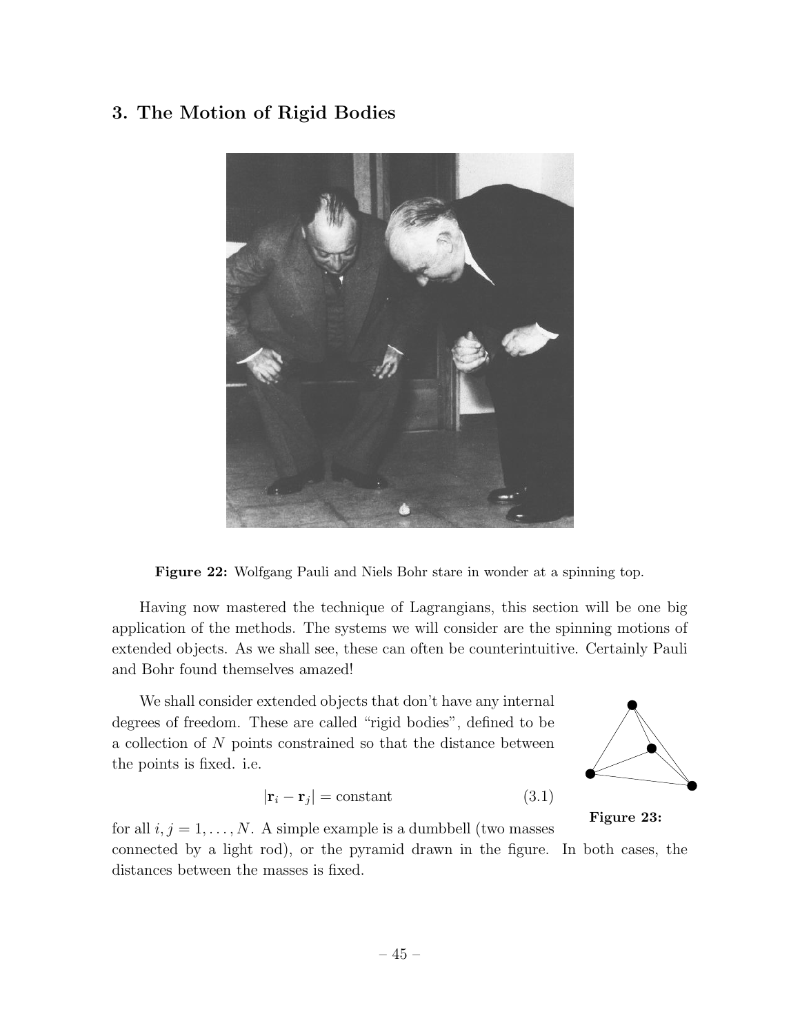# 3. The Motion of Rigid Bodies

**Figure 22:** Wolfgang Pauli and Niels Bohr stare in wonder at a spinning top.

Having now mastered the technique of Lagrangians, this section will be one big application of the methods. The systems we will consider are the spinning motions of extended objects. As we shall see, these can often be counterintuitive. Certainly Pauli and Bohr found themselves amazed!

We shall consider extended objects that don't have any internal degrees of freedom. These are called "rigid bodies", defined to be a collection of $N$ points constrained so that the distance between the points is fixed. i.e.

$$|\mathbf{r}_i - \mathbf{r}_j| = \text{constant} \tag{3.1}$$

**Figure 23:**

for all $i, j = 1, \ldots, N$. A simple example is a dumbbell (two masses connected by a light rod), or the pyramid drawn in the figure. In both cases, the distances between the masses is fixed.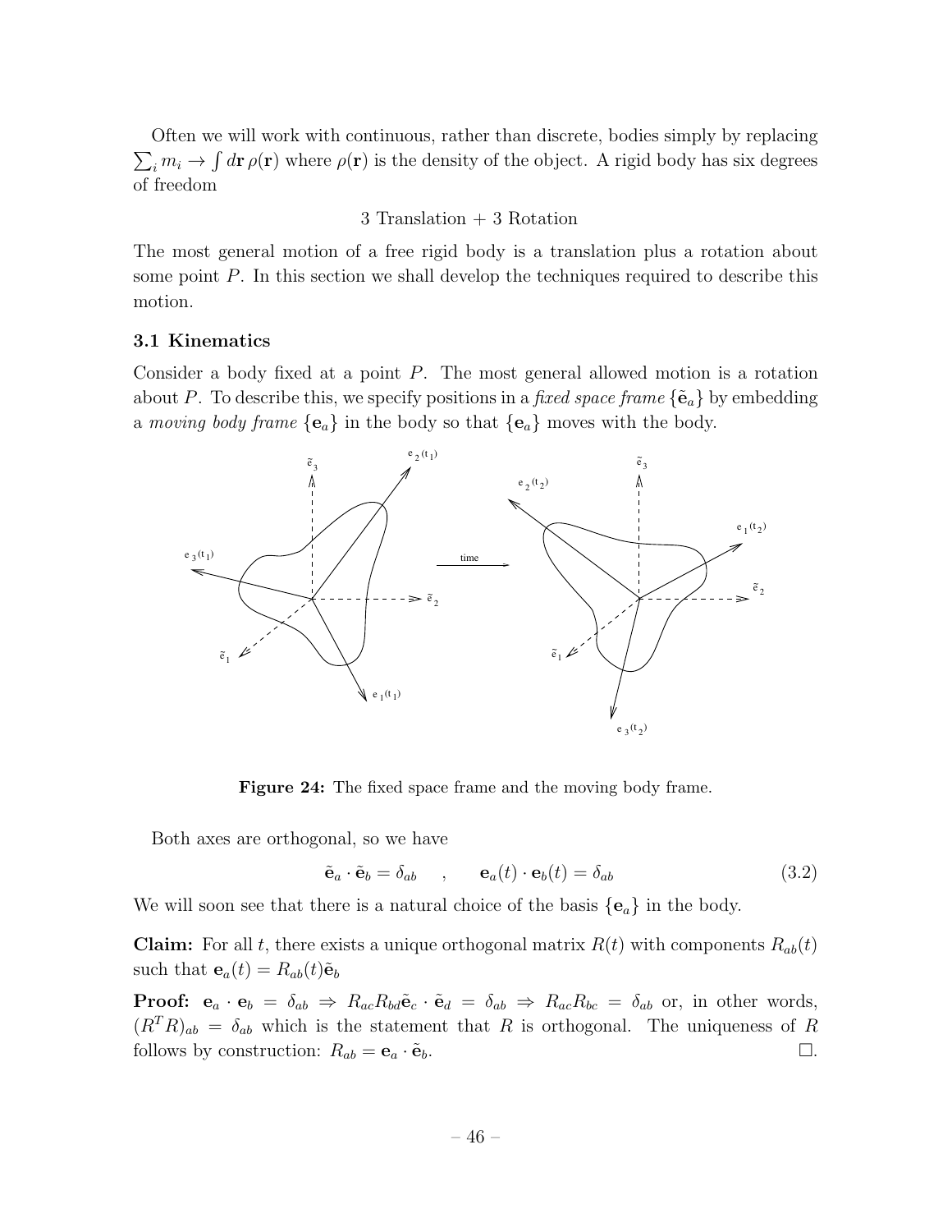Often we will work with continuous, rather than discrete, bodies simply by replacing $\sum_i m_i \to \int d\mathbf{r}\, \rho(\mathbf{r})$ where $\rho(\mathbf{r})$ is the density of the object. A rigid body has six degrees of freedom

$$3 \text{ Translation} + 3 \text{ Rotation}$$

The most general motion of a free rigid body is a translation plus a rotation about some point $P$. In this section we shall develop the techniques required to describe this motion.

### 3.1 Kinematics

Consider a body fixed at a point $P$. The most general allowed motion is a rotation about $P$. To describe this, we specify positions in a *fixed space frame* $\{\tilde{\mathbf{e}}_a\}$ by embedding a *moving body frame* $\{\mathbf{e}_a\}$ in the body so that $\{\mathbf{e}_a\}$ moves with the body.

**Figure 24:** The fixed space frame and the moving body frame.

Both axes are orthogonal, so we have

$$\tilde{\mathbf{e}}_a \cdot \tilde{\mathbf{e}}_b = \delta_{ab} \quad , \quad \mathbf{e}_a(t) \cdot \mathbf{e}_b(t) = \delta_{ab} \tag{3.2}$$

We will soon see that there is a natural choice of the basis $\{\mathbf{e}_a\}$ in the body.

**Claim:** For all $t$, there exists a unique orthogonal matrix $R(t)$ with components $R_{ab}(t)$ such that $\mathbf{e}_a(t) = R_{ab}(t)\tilde{\mathbf{e}}_b$

**Proof:** $\mathbf{e}_a \cdot \mathbf{e}_b = \delta_{ab} \Rightarrow R_{ac}R_{bd}\tilde{\mathbf{e}}_c \cdot \tilde{\mathbf{e}}_d = \delta_{ab} \Rightarrow R_{ac}R_{bc} = \delta_{ab}$ or, in other words, $(R^T R)_{ab} = \delta_{ab}$ which is the statement that $R$ is orthogonal. The uniqueness of $R$ follows by construction: $R_{ab} = \mathbf{e}_a \cdot \tilde{\mathbf{e}}_b$. $\square$.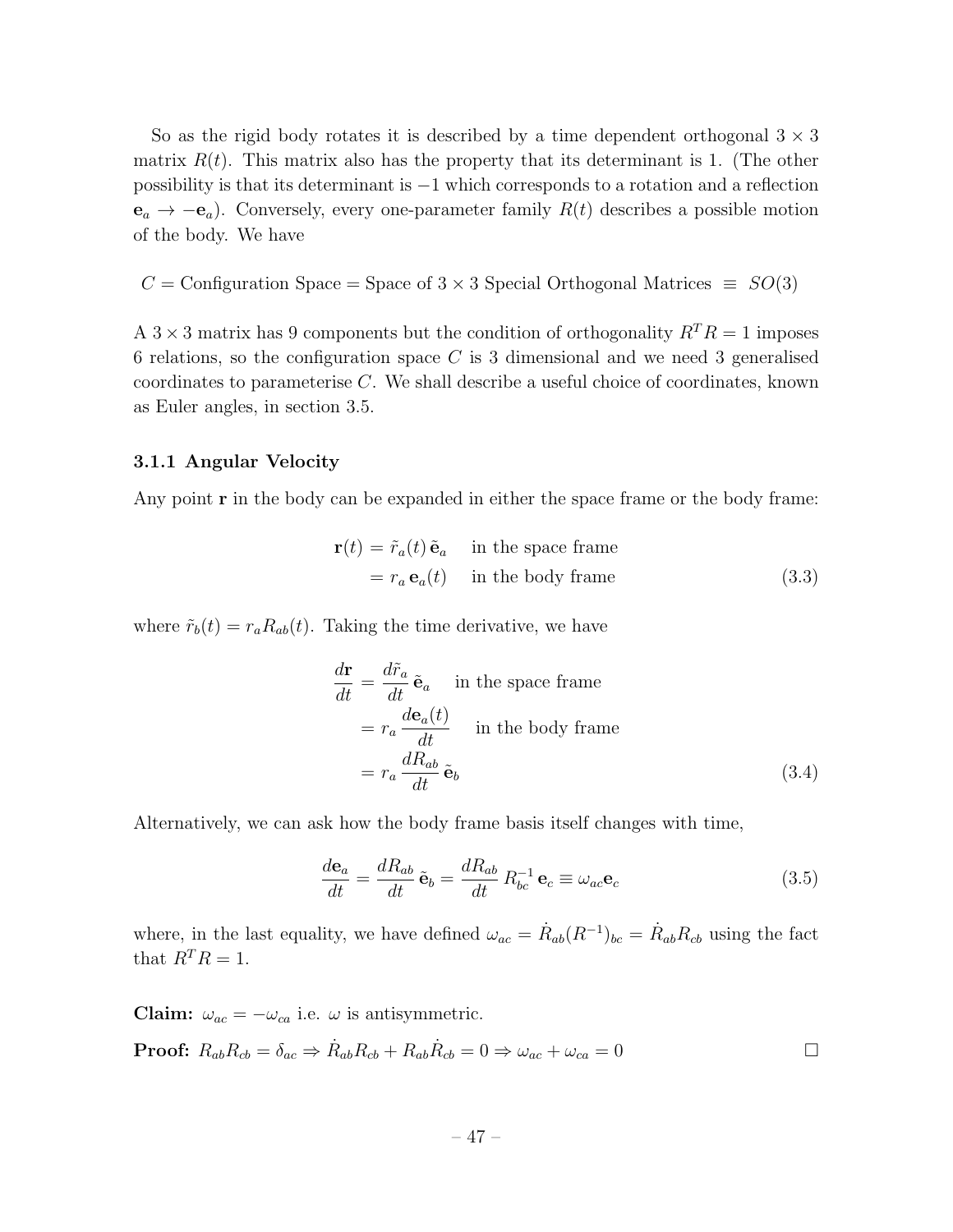So as the rigid body rotates it is described by a time dependent orthogonal $3 \times 3$ matrix $R(t)$. This matrix also has the property that its determinant is 1. (The other possibility is that its determinant is $-1$ which corresponds to a rotation and a reflection $\mathbf{e}_a \to -\mathbf{e}_a$). Conversely, every one-parameter family $R(t)$ describes a possible motion of the body. We have

$$C = \text{Configuration Space} = \text{Space of } 3 \times 3 \text{ Special Orthogonal Matrices} \;\equiv\; SO(3)$$

A $3 \times 3$ matrix has 9 components but the condition of orthogonality $R^T R = 1$ imposes 6 relations, so the configuration space $C$ is 3 dimensional and we need 3 generalised coordinates to parameterise $C$. We shall describe a useful choice of coordinates, known as Euler angles, in section 3.5.

### 3.1.1 Angular Velocity

Any point $\mathbf{r}$ in the body can be expanded in either the space frame or the body frame:

$$\begin{aligned} \mathbf{r}(t) &= \tilde{r}_a(t)\, \tilde{\mathbf{e}}_a \quad \text{ in the space frame} \\ &= r_a\, \mathbf{e}_a(t) \quad \text{ in the body frame} \end{aligned} \tag{3.3}$$

where $\tilde{r}_b(t) = r_a R_{ab}(t)$. Taking the time derivative, we have

$$\begin{aligned} \frac{d\mathbf{r}}{dt} &= \frac{d\tilde{r}_a}{dt}\, \tilde{\mathbf{e}}_a \quad \text{ in the space frame} \\ &= r_a\, \frac{d\mathbf{e}_a(t)}{dt} \quad \text{ in the body frame} \\ &= r_a\, \frac{dR_{ab}}{dt}\, \tilde{\mathbf{e}}_b \end{aligned} \tag{3.4}$$

Alternatively, we can ask how the body frame basis itself changes with time,

$$\frac{d\mathbf{e}_a}{dt} = \frac{dR_{ab}}{dt}\, \tilde{\mathbf{e}}_b = \frac{dR_{ab}}{dt}\, R^{-1}_{bc}\, \mathbf{e}_c \equiv \omega_{ac} \mathbf{e}_c \tag{3.5}$$

where, in the last equality, we have defined $\omega_{ac} = \dot{R}_{ab}(R^{-1})_{bc} = \dot{R}_{ab} R_{cb}$ using the fact that $R^T R = 1$.

**Claim:** $\omega_{ac} = -\omega_{ca}$ i.e. $\omega$ is antisymmetric.

**Proof:** $R_{ab} R_{cb} = \delta_{ac} \Rightarrow \dot{R}_{ab} R_{cb} + R_{ab} \dot{R}_{cb} = 0 \Rightarrow \omega_{ac} + \omega_{ca} = 0$ □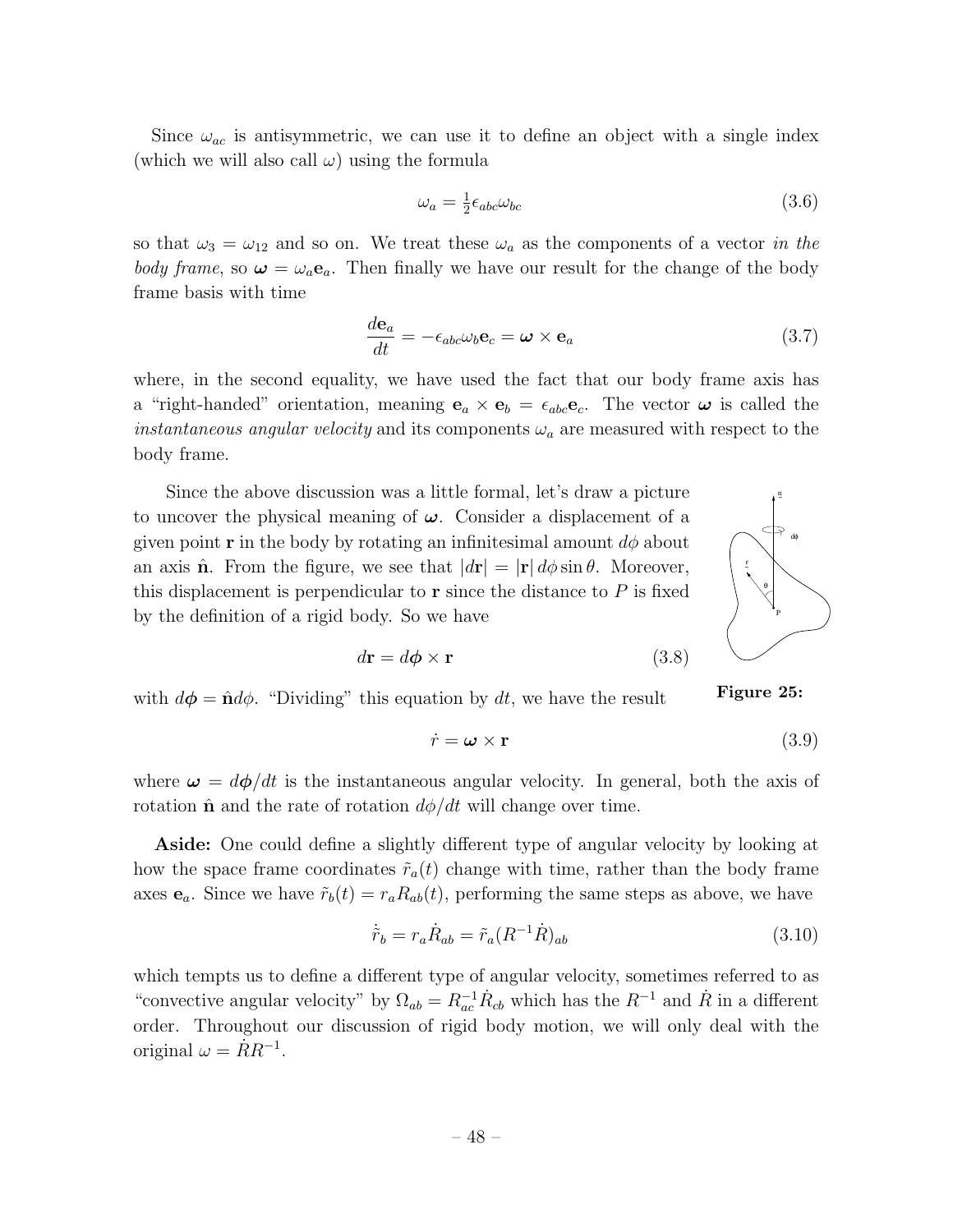Since $\omega_{ac}$ is antisymmetric, we can use it to define an object with a single index (which we will also call $\omega$) using the formula

$$\omega_a = \tfrac{1}{2}\epsilon_{abc}\omega_{bc} \tag{3.6}$$

so that $\omega_3 = \omega_{12}$ and so on. We treat these $\omega_a$ as the components of a vector *in the body frame*, so $\boldsymbol{\omega} = \omega_a \mathbf{e}_a$. Then finally we have our result for the change of the body frame basis with time

$$\frac{d\mathbf{e}_a}{dt} = -\epsilon_{abc}\omega_b \mathbf{e}_c = \boldsymbol{\omega} \times \mathbf{e}_a \tag{3.7}$$

where, in the second equality, we have used the fact that our body frame axis has a "right-handed" orientation, meaning $\mathbf{e}_a \times \mathbf{e}_b = \epsilon_{abc}\mathbf{e}_c$. The vector $\boldsymbol{\omega}$ is called the *instantaneous angular velocity* and its components $\omega_a$ are measured with respect to the body frame.

Since the above discussion was a little formal, let's draw a picture to uncover the physical meaning of $\boldsymbol{\omega}$. Consider a displacement of a given point $\mathbf{r}$ in the body by rotating an infinitesimal amount $d\phi$ about an axis $\hat{\mathbf{n}}$. From the figure, we see that $|d\mathbf{r}| = |\mathbf{r}|\, d\phi \sin\theta$. Moreover, this displacement is perpendicular to $\mathbf{r}$ since the distance to $P$ is fixed by the definition of a rigid body. So we have

$$d\mathbf{r} = d\boldsymbol{\phi} \times \mathbf{r} \tag{3.8}$$

with $d\boldsymbol{\phi} = \hat{\mathbf{n}} d\phi$. "Dividing" this equation by $dt$, we have the result

**Figure 25:**

$$\dot{r} = \boldsymbol{\omega} \times \mathbf{r} \tag{3.9}$$

where $\boldsymbol{\omega} = d\boldsymbol{\phi}/dt$ is the instantaneous angular velocity. In general, both the axis of rotation $\hat{\mathbf{n}}$ and the rate of rotation $d\phi/dt$ will change over time.

**Aside:** One could define a slightly different type of angular velocity by looking at how the space frame coordinates $\tilde{r}_a(t)$ change with time, rather than the body frame axes $\mathbf{e}_a$. Since we have $\tilde{r}_b(t) = r_a R_{ab}(t)$, performing the same steps as above, we have

$$\dot{\tilde{r}}_b = r_a \dot{R}_{ab} = \tilde{r}_a (R^{-1}\dot{R})_{ab} \tag{3.10}$$

which tempts us to define a different type of angular velocity, sometimes referred to as "convective angular velocity" by $\Omega_{ab} = R^{-1}_{ac}\dot{R}_{cb}$ which has the $R^{-1}$ and $\dot{R}$ in a different order. Throughout our discussion of rigid body motion, we will only deal with the original $\omega = \dot{R}R^{-1}$.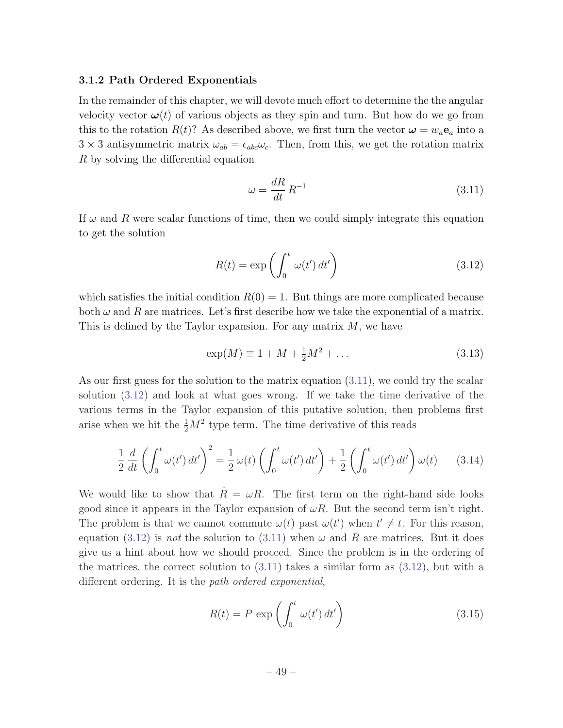### 3.1.2 Path Ordered Exponentials

In the remainder of this chapter, we will devote much effort to determine the the angular velocity vector $\boldsymbol{\omega}(t)$ of various objects as they spin and turn. But how do we go from this to the rotation $R(t)$? As described above, we first turn the vector $\boldsymbol{\omega} = w_a \mathbf{e}_a$ into a $3 \times 3$ antisymmetric matrix $\omega_{ab} = \epsilon_{abc}\omega_c$. Then, from this, we get the rotation matrix $R$ by solving the differential equation

$$\omega = \frac{dR}{dt}\, R^{-1} \tag{3.11}$$

If $\omega$ and $R$ were scalar functions of time, then we could simply integrate this equation to get the solution

$$R(t) = \exp\left( \int_0^t \omega(t')\, dt' \right) \tag{3.12}$$

which satisfies the initial condition $R(0) = 1$. But things are more complicated because both $\omega$ and $R$ are matrices. Let's first describe how we take the exponential of a matrix. This is defined by the Taylor expansion. For any matrix $M$, we have

$$\exp(M) \equiv 1 + M + \tfrac{1}{2}M^2 + \ldots \tag{3.13}$$

As our first guess for the solution to the matrix equation (3.11), we could try the scalar solution (3.12) and look at what goes wrong. If we take the time derivative of the various terms in the Taylor expansion of this putative solution, then problems first arise when we hit the $\frac{1}{2}M^2$ type term. The time derivative of this reads

$$\frac{1}{2}\frac{d}{dt}\left( \int_0^t \omega(t')\, dt' \right)^2 = \frac{1}{2}\,\omega(t)\left( \int_0^t \omega(t')\, dt' \right) + \frac{1}{2}\left( \int_0^t \omega(t')\, dt' \right)\omega(t) \tag{3.14}$$

We would like to show that $\dot{R} = \omega R$. The first term on the right-hand side looks good since it appears in the Taylor expansion of $\omega R$. But the second term isn't right. The problem is that we cannot commute $\omega(t)$ past $\omega(t')$ when $t' \neq t$. For this reason, equation (3.12) is *not* the solution to (3.11) when $\omega$ and $R$ are matrices. But it does give us a hint about how we should proceed. Since the problem is in the ordering of the matrices, the correct solution to (3.11) takes a similar form as (3.12), but with a different ordering. It is the *path ordered exponential*,

$$R(t) = P\,\exp\left( \int_0^t \omega(t')\, dt' \right) \tag{3.15}$$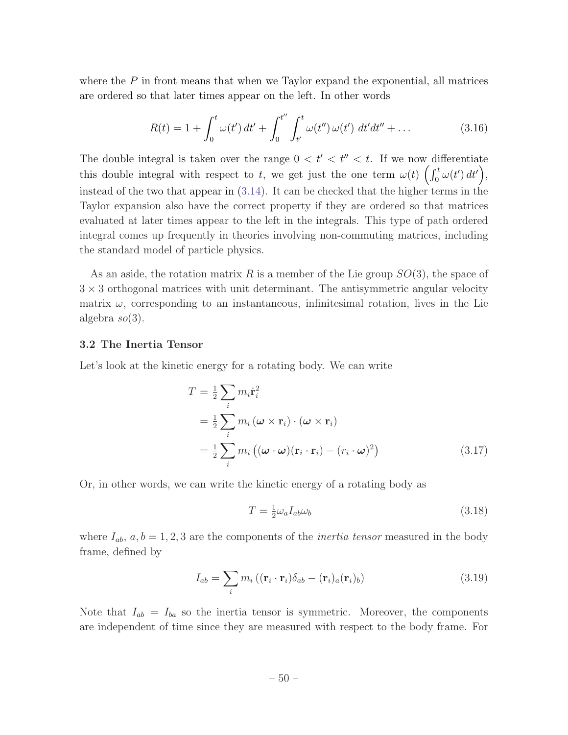where the $P$ in front means that when we Taylor expand the exponential, all matrices are ordered so that later times appear on the left. In other words

$$R(t) = 1 + \int_0^t \omega(t')\,dt' + \int_0^{t''}\int_{t'}^{t} \omega(t'')\,\omega(t')\;dt'dt'' + \ldots \tag{3.16}$$

The double integral is taken over the range $0 < t' < t'' < t$. If we now differentiate this double integral with respect to $t$, we get just the one term $\omega(t)\left(\int_0^t \omega(t')\,dt'\right)$, instead of the two that appear in (3.14). It can be checked that the higher terms in the Taylor expansion also have the correct property if they are ordered so that matrices evaluated at later times appear to the left in the integrals. This type of path ordered integral comes up frequently in theories involving non-commuting matrices, including the standard model of particle physics.

As an aside, the rotation matrix $R$ is a member of the Lie group $SO(3)$, the space of $3 \times 3$ orthogonal matrices with unit determinant. The antisymmetric angular velocity matrix $\omega$, corresponding to an instantaneous, infinitesimal rotation, lives in the Lie algebra $so(3)$.

### 3.2 The Inertia Tensor

Let's look at the kinetic energy for a rotating body. We can write

$$\begin{aligned} T &= \tfrac{1}{2}\sum_i m_i \dot{\mathbf{r}}_i^2 \\ &= \tfrac{1}{2}\sum_i m_i\,(\boldsymbol{\omega}\times\mathbf{r}_i)\cdot(\boldsymbol{\omega}\times\mathbf{r}_i) \\ &= \tfrac{1}{2}\sum_i m_i\left((\boldsymbol{\omega}\cdot\boldsymbol{\omega})(\mathbf{r}_i\cdot\mathbf{r}_i) - (r_i\cdot\boldsymbol{\omega})^2\right) \end{aligned} \tag{3.17}$$

Or, in other words, we can write the kinetic energy of a rotating body as

$$T = \tfrac{1}{2}\omega_a I_{ab}\omega_b \tag{3.18}$$

where $I_{ab}$, $a, b = 1, 2, 3$ are the components of the *inertia tensor* measured in the body frame, defined by

$$I_{ab} = \sum_i m_i\left((\mathbf{r}_i\cdot\mathbf{r}_i)\delta_{ab} - (\mathbf{r}_i)_a(\mathbf{r}_i)_b\right) \tag{3.19}$$

Note that $I_{ab} = I_{ba}$ so the inertia tensor is symmetric. Moreover, the components are independent of time since they are measured with respect to the body frame. For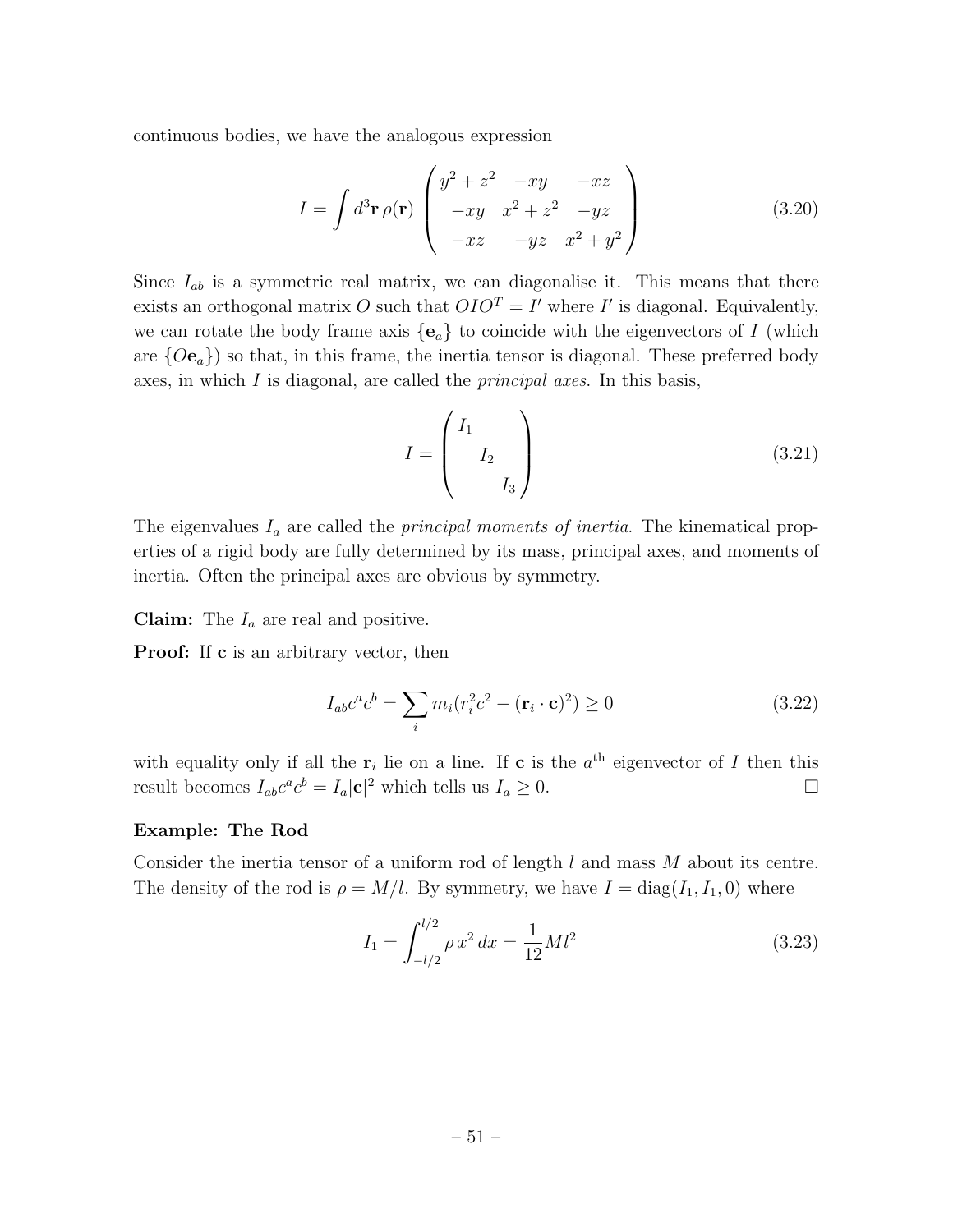continuous bodies, we have the analogous expression

$$I = \int d^3\mathbf{r}\,\rho(\mathbf{r}) \begin{pmatrix} y^2 + z^2 & -xy & -xz \\ -xy & x^2 + z^2 & -yz \\ -xz & -yz & x^2 + y^2 \end{pmatrix} \tag{3.20}$$

Since $I_{ab}$ is a symmetric real matrix, we can diagonalise it. This means that there exists an orthogonal matrix $O$ such that $OIO^T = I'$ where $I'$ is diagonal. Equivalently, we can rotate the body frame axis $\{\mathbf{e}_a\}$ to coincide with the eigenvectors of $I$ (which are $\{O\mathbf{e}_a\}$) so that, in this frame, the inertia tensor is diagonal. These preferred body axes, in which $I$ is diagonal, are called the *principal axes*. In this basis,

$$I = \begin{pmatrix} I_1 & & \\ & I_2 & \\ & & I_3 \end{pmatrix} \tag{3.21}$$

The eigenvalues $I_a$ are called the *principal moments of inertia*. The kinematical properties of a rigid body are fully determined by its mass, principal axes, and moments of inertia. Often the principal axes are obvious by symmetry.

**Claim:** The $I_a$ are real and positive.

**Proof:** If $\mathbf{c}$ is an arbitrary vector, then

$$I_{ab}c^a c^b = \sum_i m_i (r_i^2 c^2 - (\mathbf{r}_i \cdot \mathbf{c})^2) \geq 0 \tag{3.22}$$

with equality only if all the $\mathbf{r}_i$ lie on a line. If $\mathbf{c}$ is the $a^{\text{th}}$ eigenvector of $I$ then this result becomes $I_{ab}c^a c^b = I_a |\mathbf{c}|^2$ which tells us $I_a \geq 0$. □

### Example: The Rod

Consider the inertia tensor of a uniform rod of length $l$ and mass $M$ about its centre. The density of the rod is $\rho = M/l$. By symmetry, we have $I = \text{diag}(I_1, I_1, 0)$ where

$$I_1 = \int_{-l/2}^{l/2} \rho\, x^2\, dx = \frac{1}{12} M l^2 \tag{3.23}$$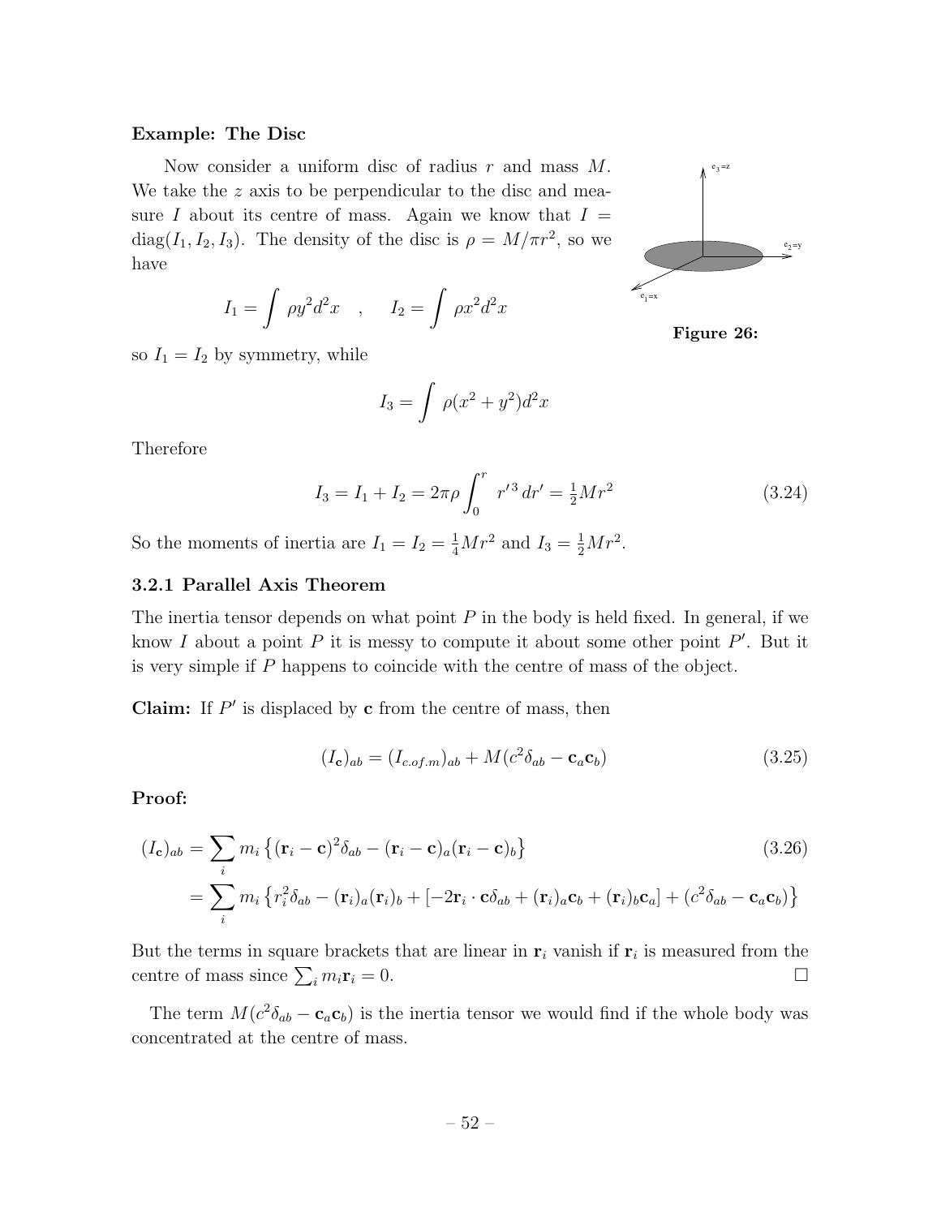**Example: The Disc**

Now consider a uniform disc of radius $r$ and mass $M$. We take the $z$ axis to be perpendicular to the disc and measure $I$ about its centre of mass. Again we know that $I = \text{diag}(I_1, I_2, I_3)$. The density of the disc is $\rho = M/\pi r^2$, so we have

$$I_1 = \int \rho y^2 d^2x \quad , \quad I_2 = \int \rho x^2 d^2x$$

**Figure 26:**

so $I_1 = I_2$ by symmetry, while

$$I_3 = \int \rho(x^2 + y^2) d^2x$$

Therefore

$$I_3 = I_1 + I_2 = 2\pi\rho \int_0^r r'^3 \, dr' = \tfrac{1}{2}Mr^2 \tag{3.24}$$

So the moments of inertia are $I_1 = I_2 = \frac{1}{4}Mr^2$ and $I_3 = \frac{1}{2}Mr^2$.

### 3.2.1 Parallel Axis Theorem

The inertia tensor depends on what point $P$ in the body is held fixed. In general, if we know $I$ about a point $P$ it is messy to compute it about some other point $P'$. But it is very simple if $P$ happens to coincide with the centre of mass of the object.

**Claim:** If $P'$ is displaced by $\mathbf{c}$ from the centre of mass, then

$$(I_{\mathbf{c}})_{ab} = (I_{c.of.m})_{ab} + M(c^2\delta_{ab} - \mathbf{c}_a\mathbf{c}_b) \tag{3.25}$$

**Proof:**

$$\begin{aligned}(I_{\mathbf{c}})_{ab} &= \sum_i m_i \left\{(\mathbf{r}_i - \mathbf{c})^2\delta_{ab} - (\mathbf{r}_i - \mathbf{c})_a(\mathbf{r}_i - \mathbf{c})_b\right\} \qquad (3.26)\\ &= \sum_i m_i \left\{r_i^2\delta_{ab} - (\mathbf{r}_i)_a(\mathbf{r}_i)_b + [-2\mathbf{r}_i \cdot \mathbf{c}\delta_{ab} + (\mathbf{r}_i)_a\mathbf{c}_b + (\mathbf{r}_i)_b\mathbf{c}_a] + (c^2\delta_{ab} - \mathbf{c}_a\mathbf{c}_b)\right\}\end{aligned}$$

But the terms in square brackets that are linear in $\mathbf{r}_i$ vanish if $\mathbf{r}_i$ is measured from the centre of mass since $\sum_i m_i\mathbf{r}_i = 0$. □

The term $M(c^2\delta_{ab} - \mathbf{c}_a\mathbf{c}_b)$ is the inertia tensor we would find if the whole body was concentrated at the centre of mass.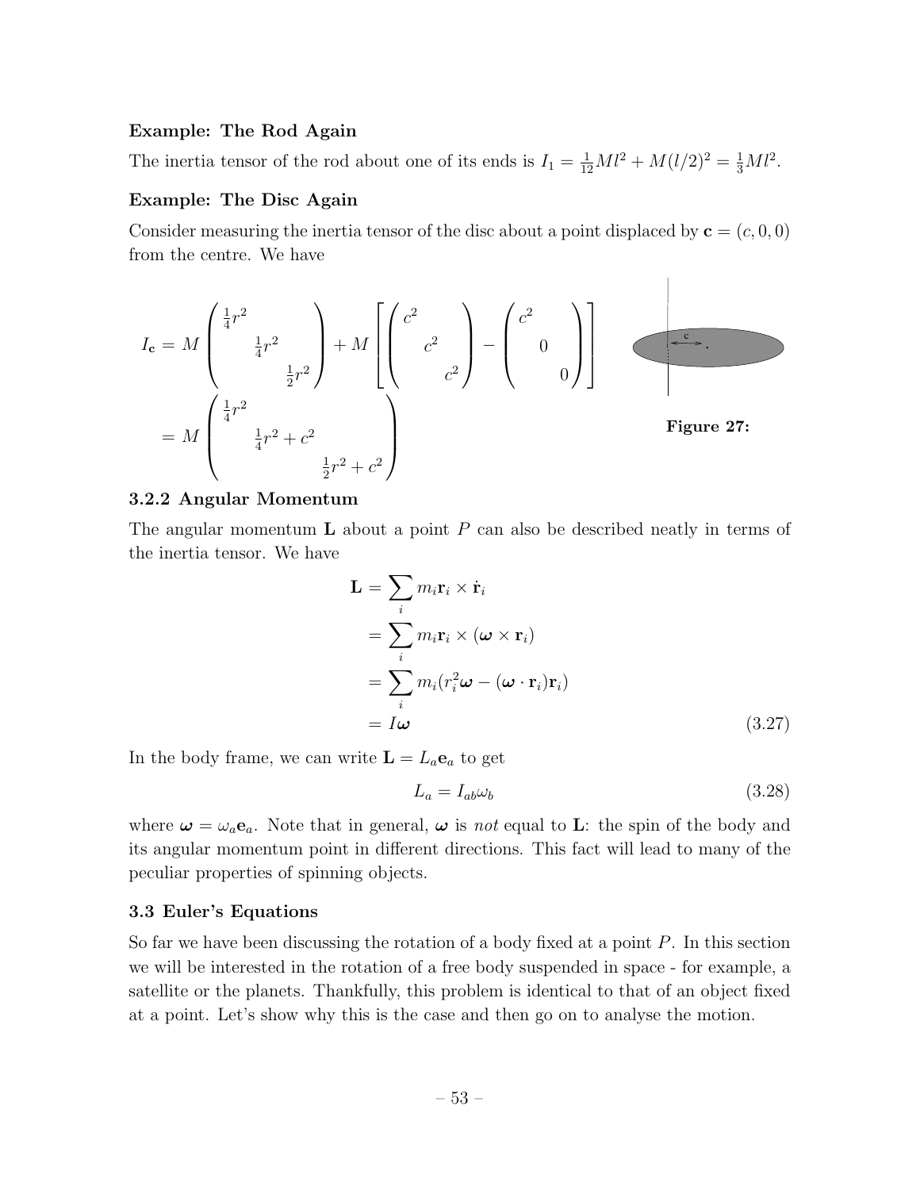**Example: The Rod Again**

The inertia tensor of the rod about one of its ends is $I_1 = \frac{1}{12}Ml^2 + M(l/2)^2 = \frac{1}{3}Ml^2$.

**Example: The Disc Again**

Consider measuring the inertia tensor of the disc about a point displaced by $\mathbf{c} = (c, 0, 0)$ from the centre. We have

$$
\begin{aligned}
I_{\mathbf{c}} &= M \begin{pmatrix} \frac{1}{4}r^2 & & \\ & \frac{1}{4}r^2 & \\ & & \frac{1}{2}r^2 \end{pmatrix} + M \left[ \begin{pmatrix} c^2 & & \\ & c^2 & \\ & & c^2 \end{pmatrix} - \begin{pmatrix} c^2 & & \\ & 0 & \\ & & 0 \end{pmatrix} \right] \\
&= M \begin{pmatrix} \frac{1}{4}r^2 & & \\ & \frac{1}{4}r^2 + c^2 & \\ & & \frac{1}{2}r^2 + c^2 \end{pmatrix}
\end{aligned}
$$

**Figure 27:**

### 3.2.2 Angular Momentum

The angular momentum $\mathbf{L}$ about a point $P$ can also be described neatly in terms of the inertia tensor. We have

$$
\begin{aligned}
\mathbf{L} &= \sum_i m_i \mathbf{r}_i \times \dot{\mathbf{r}}_i \\
&= \sum_i m_i \mathbf{r}_i \times (\boldsymbol{\omega} \times \mathbf{r}_i) \\
&= \sum_i m_i (r_i^2 \boldsymbol{\omega} - (\boldsymbol{\omega} \cdot \mathbf{r}_i)\mathbf{r}_i) \\
&= I\boldsymbol{\omega}
\end{aligned}
\tag{3.27}
$$

In the body frame, we can write $\mathbf{L} = L_a \mathbf{e}_a$ to get

$$
L_a = I_{ab}\omega_b \tag{3.28}
$$

where $\boldsymbol{\omega} = \omega_a \mathbf{e}_a$. Note that in general, $\boldsymbol{\omega}$ is *not* equal to $\mathbf{L}$: the spin of the body and its angular momentum point in different directions. This fact will lead to many of the peculiar properties of spinning objects.

## 3.3 Euler's Equations

So far we have been discussing the rotation of a body fixed at a point $P$. In this section we will be interested in the rotation of a free body suspended in space - for example, a satellite or the planets. Thankfully, this problem is identical to that of an object fixed at a point. Let's show why this is the case and then go on to analyse the motion.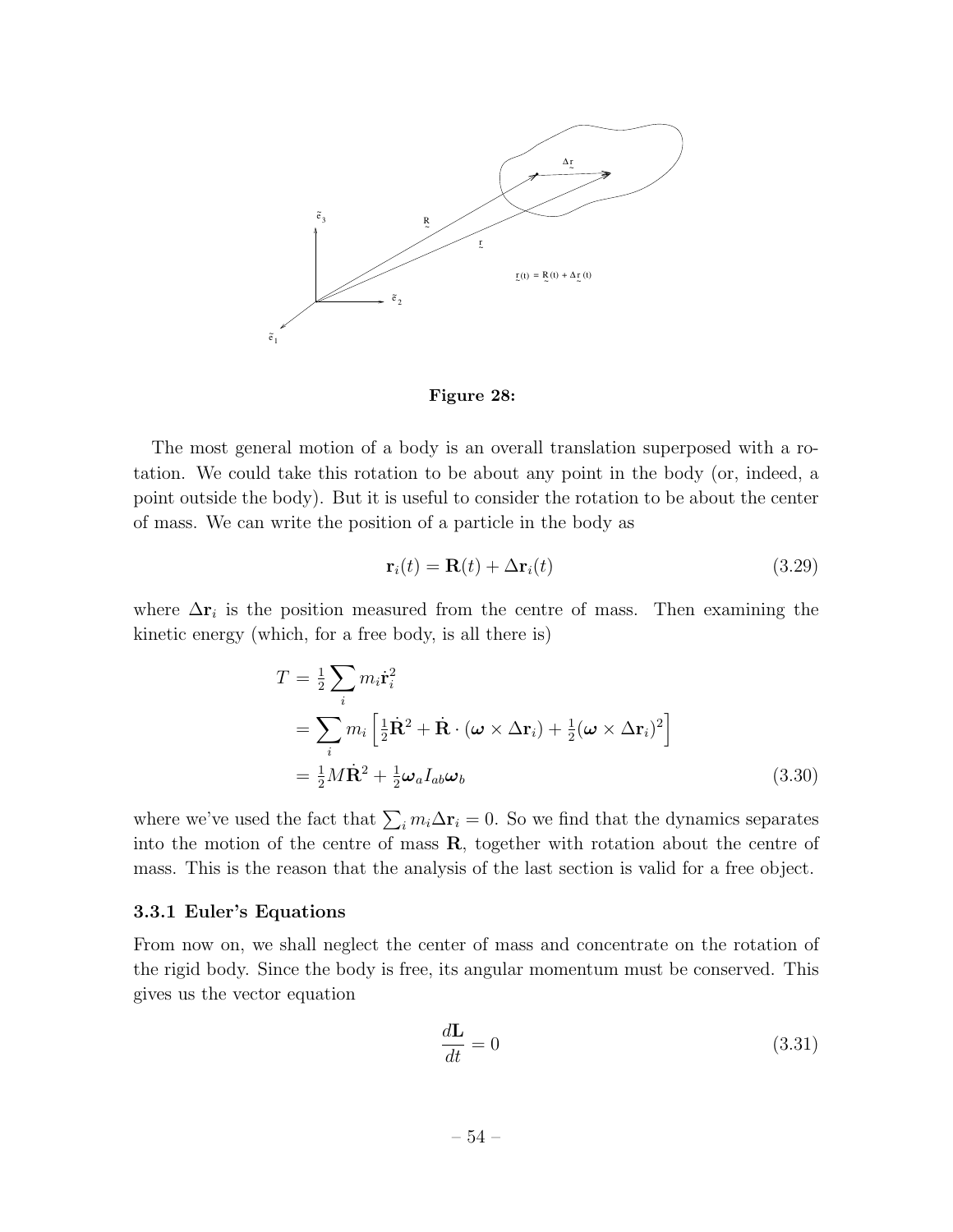**Figure 28:**

The most general motion of a body is an overall translation superposed with a rotation. We could take this rotation to be about any point in the body (or, indeed, a point outside the body). But it is useful to consider the rotation to be about the center of mass. We can write the position of a particle in the body as

$$\mathbf{r}_i(t) = \mathbf{R}(t) + \Delta\mathbf{r}_i(t) \tag{3.29}$$

where $\Delta\mathbf{r}_i$ is the position measured from the centre of mass. Then examining the kinetic energy (which, for a free body, is all there is)

$$\begin{aligned}
T &= \tfrac{1}{2}\sum_i m_i \dot{\mathbf{r}}_i^2 \\
&= \sum_i m_i \left[\tfrac{1}{2}\dot{\mathbf{R}}^2 + \dot{\mathbf{R}}\cdot(\boldsymbol{\omega}\times\Delta\mathbf{r}_i) + \tfrac{1}{2}(\boldsymbol{\omega}\times\Delta\mathbf{r}_i)^2\right] \\
&= \tfrac{1}{2}M\dot{\mathbf{R}}^2 + \tfrac{1}{2}\boldsymbol{\omega}_a I_{ab}\boldsymbol{\omega}_b
\end{aligned} \tag{3.30}$$

where we've used the fact that $\sum_i m_i \Delta\mathbf{r}_i = 0$. So we find that the dynamics separates into the motion of the centre of mass $\mathbf{R}$, together with rotation about the centre of mass. This is the reason that the analysis of the last section is valid for a free object.

### 3.3.1 Euler's Equations

From now on, we shall neglect the center of mass and concentrate on the rotation of the rigid body. Since the body is free, its angular momentum must be conserved. This gives us the vector equation

$$\frac{d\mathbf{L}}{dt} = 0 \tag{3.31}$$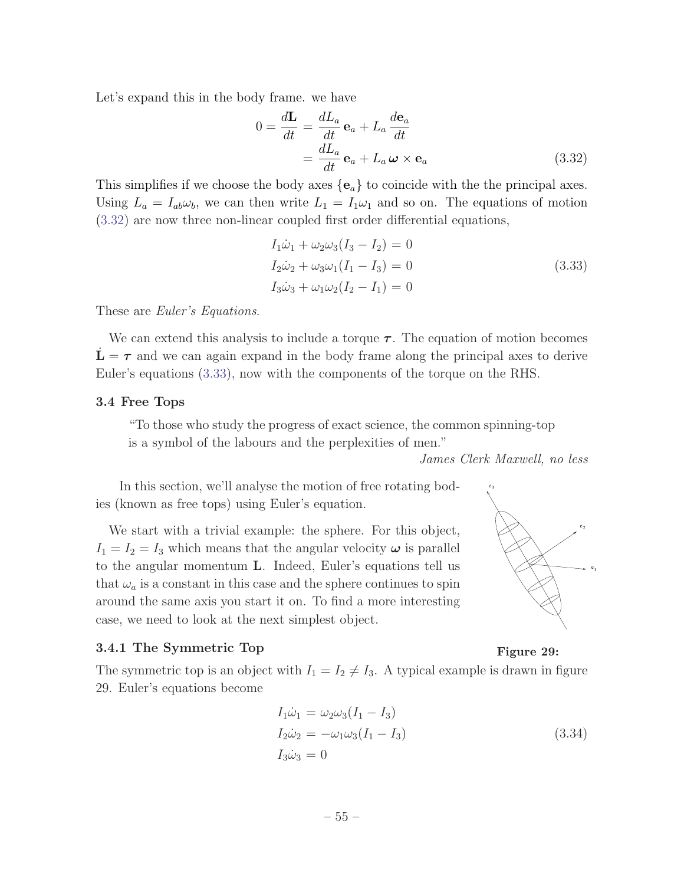Let's expand this in the body frame. we have

$$
\begin{aligned}
0 = \frac{d\mathbf{L}}{dt} &= \frac{dL_a}{dt}\,\mathbf{e}_a + L_a\,\frac{d\mathbf{e}_a}{dt} \\
&= \frac{dL_a}{dt}\,\mathbf{e}_a + L_a\,\boldsymbol{\omega}\times\mathbf{e}_a
\end{aligned} \tag{3.32}
$$

This simplifies if we choose the body axes $\{\mathbf{e}_a\}$ to coincide with the the principal axes. Using $L_a = I_{ab}\omega_b$, we can then write $L_1 = I_1\omega_1$ and so on. The equations of motion (3.32) are now three non-linear coupled first order differential equations,

$$
\begin{aligned}
I_1\dot{\omega}_1 + \omega_2\omega_3(I_3 - I_2) &= 0 \\
I_2\dot{\omega}_2 + \omega_3\omega_1(I_1 - I_3) &= 0 \\
I_3\dot{\omega}_3 + \omega_1\omega_2(I_2 - I_1) &= 0
\end{aligned} \tag{3.33}
$$

These are *Euler's Equations*.

We can extend this analysis to include a torque $\boldsymbol{\tau}$. The equation of motion becomes $\dot{\mathbf{L}} = \boldsymbol{\tau}$ and we can again expand in the body frame along the principal axes to derive Euler's equations (3.33), now with the components of the torque on the RHS.

### 3.4 Free Tops

> "To those who study the progress of exact science, the common spinning-top is a symbol of the labours and the perplexities of men."
>
> *James Clerk Maxwell, no less*

In this section, we'll analyse the motion of free rotating bodies (known as free tops) using Euler's equation.

We start with a trivial example: the sphere. For this object, $I_1 = I_2 = I_3$ which means that the angular velocity $\boldsymbol{\omega}$ is parallel to the angular momentum $\mathbf{L}$. Indeed, Euler's equations tell us that $\omega_a$ is a constant in this case and the sphere continues to spin around the same axis you start it on. To find a more interesting case, we need to look at the next simplest object.

**Figure 29:**

#### 3.4.1 The Symmetric Top

The symmetric top is an object with $I_1 = I_2 \neq I_3$. A typical example is drawn in figure 29. Euler's equations become

$$
\begin{aligned}
I_1\dot{\omega}_1 &= \omega_2\omega_3(I_1 - I_3) \\
I_2\dot{\omega}_2 &= -\omega_1\omega_3(I_1 - I_3) \\
I_3\dot{\omega}_3 &= 0
\end{aligned} \tag{3.34}
$$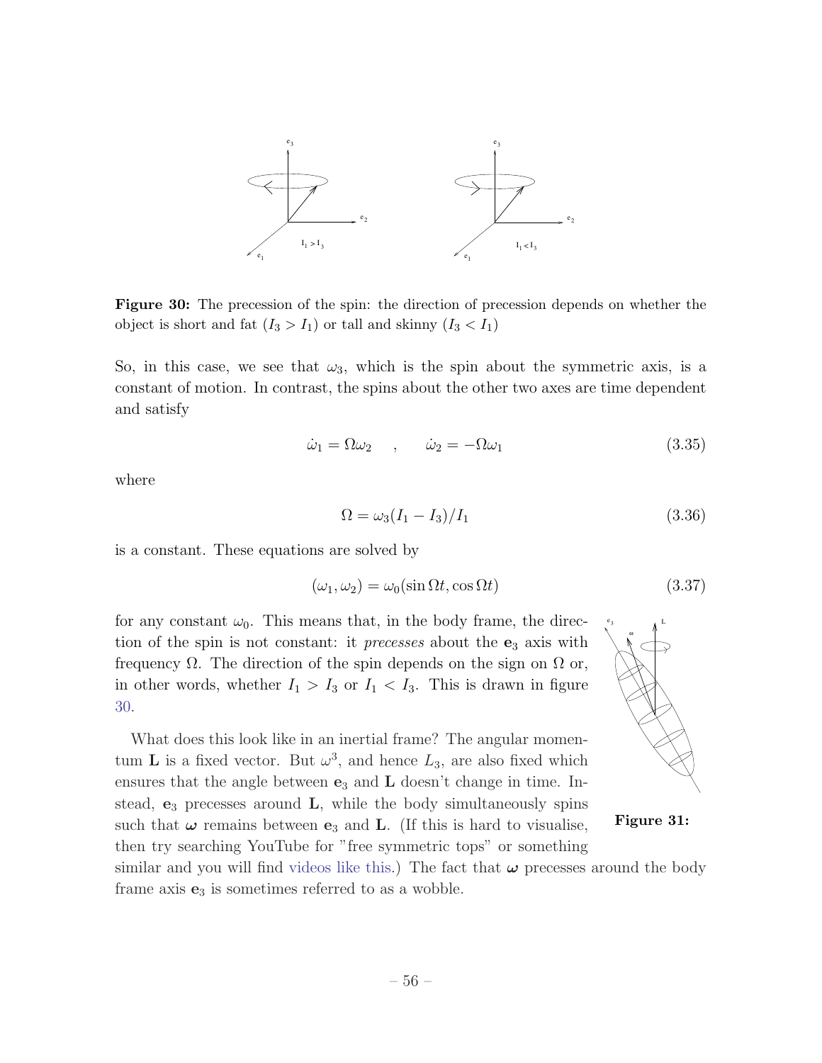**Figure 30:** The precession of the spin: the direction of precession depends on whether the object is short and fat ($I_3 > I_1$) or tall and skinny ($I_3 < I_1$)

So, in this case, we see that $\omega_3$, which is the spin about the symmetric axis, is a constant of motion. In contrast, the spins about the other two axes are time dependent and satisfy

$$\dot{\omega}_1 = \Omega\omega_2 \quad , \quad \dot{\omega}_2 = -\Omega\omega_1 \tag{3.35}$$

where

$$\Omega = \omega_3(I_1 - I_3)/I_1 \tag{3.36}$$

is a constant. These equations are solved by

$$(\omega_1, \omega_2) = \omega_0(\sin\Omega t, \cos\Omega t) \tag{3.37}$$

for any constant $\omega_0$. This means that, in the body frame, the direction of the spin is not constant: it *precesses* about the $\mathbf{e}_3$ axis with frequency $\Omega$. The direction of the spin depends on the sign on $\Omega$ or, in other words, whether $I_1 > I_3$ or $I_1 < I_3$. This is drawn in figure 30.

**Figure 31:**

What does this look like in an inertial frame? The angular momentum $\mathbf{L}$ is a fixed vector. But $\omega^3$, and hence $L_3$, are also fixed which ensures that the angle between $\mathbf{e}_3$ and $\mathbf{L}$ doesn't change in time. Instead, $\mathbf{e}_3$ precesses around $\mathbf{L}$, while the body simultaneously spins such that $\boldsymbol{\omega}$ remains between $\mathbf{e}_3$ and $\mathbf{L}$. (If this is hard to visualise, then try searching YouTube for "free symmetric tops" or something similar and you will find videos like this.) The fact that $\boldsymbol{\omega}$ precesses around the body frame axis $\mathbf{e}_3$ is sometimes referred to as a wobble.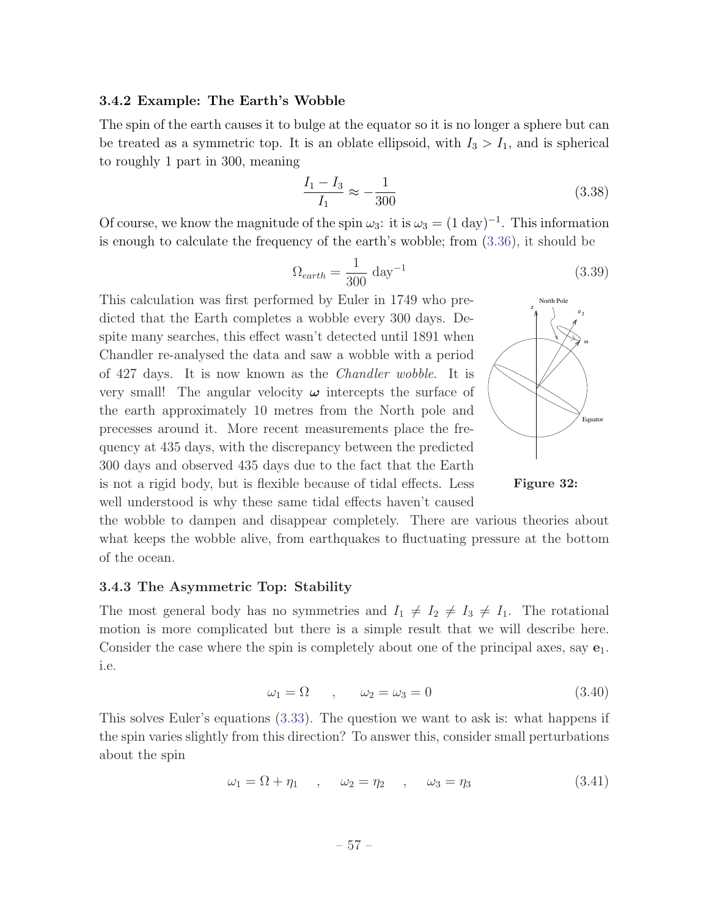### 3.4.2 Example: The Earth's Wobble

The spin of the earth causes it to bulge at the equator so it is no longer a sphere but can be treated as a symmetric top. It is an oblate ellipsoid, with $I_3 > I_1$, and is spherical to roughly 1 part in 300, meaning

$$\frac{I_1 - I_3}{I_1} \approx -\frac{1}{300} \tag{3.38}$$

Of course, we know the magnitude of the spin $\omega_3$: it is $\omega_3 = (1 \text{ day})^{-1}$. This information is enough to calculate the frequency of the earth's wobble; from (3.36), it should be

$$\Omega_{earth} = \frac{1}{300} \text{ day}^{-1} \tag{3.39}$$

This calculation was first performed by Euler in 1749 who predicted that the Earth completes a wobble every 300 days. Despite many searches, this effect wasn't detected until 1891 when Chandler re-analysed the data and saw a wobble with a period of 427 days. It is now known as the *Chandler wobble*. It is very small! The angular velocity $\boldsymbol{\omega}$ intercepts the surface of the earth approximately 10 metres from the North pole and precesses around it. More recent measurements place the frequency at 435 days, with the discrepancy between the predicted 300 days and observed 435 days due to the fact that the Earth is not a rigid body, but is flexible because of tidal effects. Less well understood is why these same tidal effects haven't caused the wobble to dampen and disappear completely. There are various theories about what keeps the wobble alive, from earthquakes to fluctuating pressure at the bottom of the ocean.

**Figure 32:**

### 3.4.3 The Asymmetric Top: Stability

The most general body has no symmetries and $I_1 \neq I_2 \neq I_3 \neq I_1$. The rotational motion is more complicated but there is a simple result that we will describe here. Consider the case where the spin is completely about one of the principal axes, say $\mathbf{e}_1$. i.e.

$$\omega_1 = \Omega \quad , \quad \omega_2 = \omega_3 = 0 \tag{3.40}$$

This solves Euler's equations (3.33). The question we want to ask is: what happens if the spin varies slightly from this direction? To answer this, consider small perturbations about the spin

$$\omega_1 = \Omega + \eta_1 \quad , \quad \omega_2 = \eta_2 \quad , \quad \omega_3 = \eta_3 \tag{3.41}$$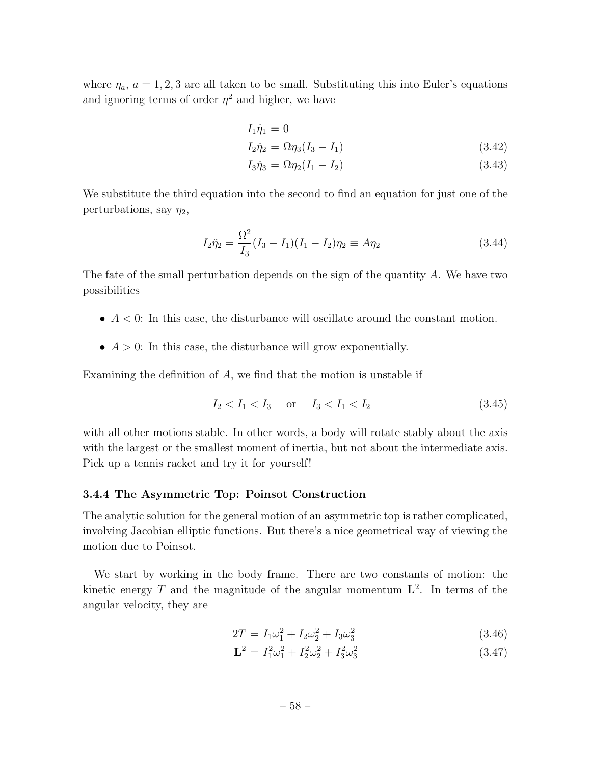where $\eta_a$, $a = 1, 2, 3$ are all taken to be small. Substituting this into Euler's equations and ignoring terms of order $\eta^2$ and higher, we have

$$
\begin{aligned}
I_1 \dot{\eta}_1 &= 0 \\
I_2 \dot{\eta}_2 &= \Omega \eta_3 (I_3 - I_1) \qquad (3.42) \\
I_3 \dot{\eta}_3 &= \Omega \eta_2 (I_1 - I_2) \qquad (3.43)
\end{aligned}
$$

We substitute the third equation into the second to find an equation for just one of the perturbations, say $\eta_2$,

$$I_2 \ddot{\eta}_2 = \frac{\Omega^2}{I_3}(I_3 - I_1)(I_1 - I_2)\eta_2 \equiv A\eta_2 \qquad (3.44)$$

The fate of the small perturbation depends on the sign of the quantity $A$. We have two possibilities

- $A < 0$: In this case, the disturbance will oscillate around the constant motion.
- $A > 0$: In this case, the disturbance will grow exponentially.

Examining the definition of $A$, we find that the motion is unstable if

$$I_2 < I_1 < I_3 \quad \text{or} \quad I_3 < I_1 < I_2 \qquad (3.45)$$

with all other motions stable. In other words, a body will rotate stably about the axis with the largest or the smallest moment of inertia, but not about the intermediate axis. Pick up a tennis racket and try it for yourself!

### 3.4.4 The Asymmetric Top: Poinsot Construction

The analytic solution for the general motion of an asymmetric top is rather complicated, involving Jacobian elliptic functions. But there's a nice geometrical way of viewing the motion due to Poinsot.

We start by working in the body frame. There are two constants of motion: the kinetic energy $T$ and the magnitude of the angular momentum $\mathbf{L}^2$. In terms of the angular velocity, they are

$$
\begin{aligned}
2T &= I_1\omega_1^2 + I_2\omega_2^2 + I_3\omega_3^2 \qquad (3.46) \\
\mathbf{L}^2 &= I_1^2\omega_1^2 + I_2^2\omega_2^2 + I_3^2\omega_3^2 \qquad (3.47)
\end{aligned}
$$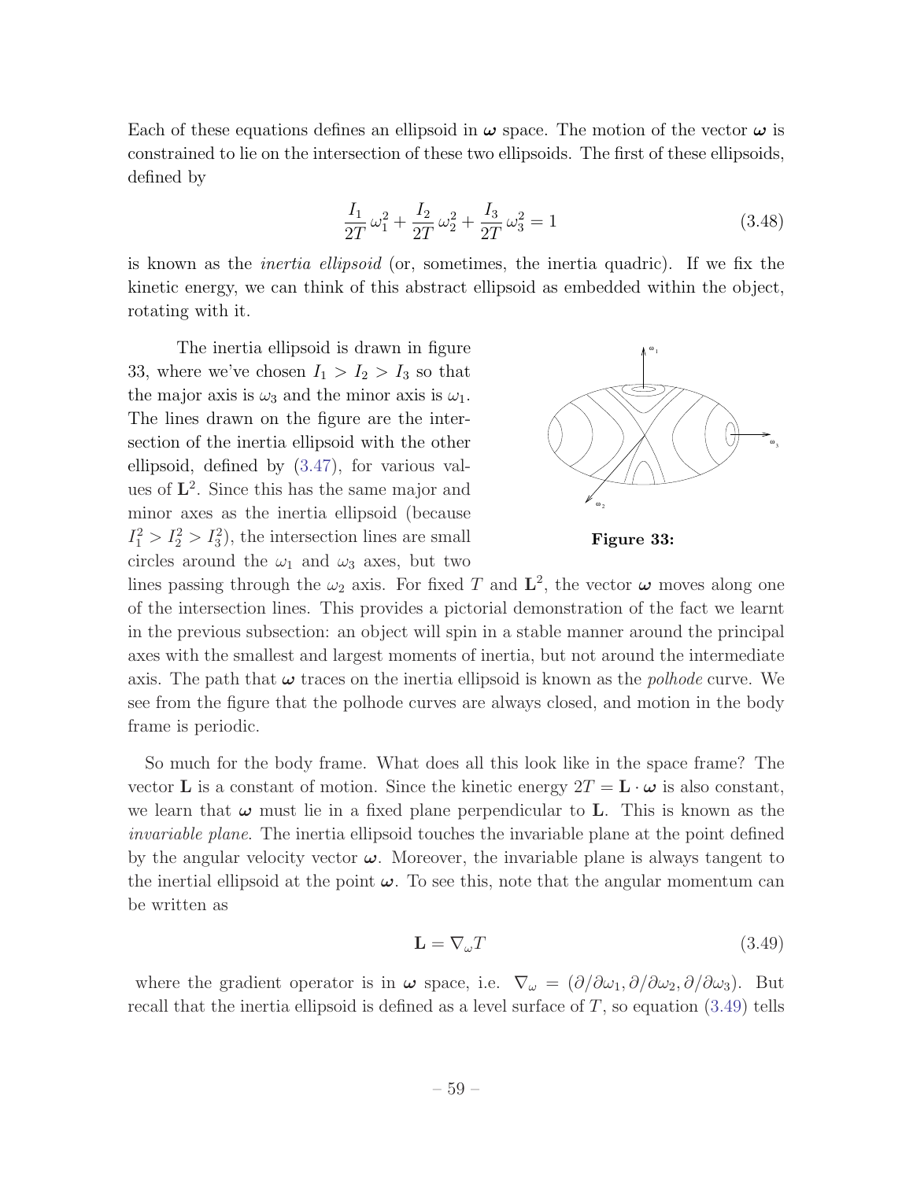Each of these equations defines an ellipsoid in $\boldsymbol{\omega}$ space. The motion of the vector $\boldsymbol{\omega}$ is constrained to lie on the intersection of these two ellipsoids. The first of these ellipsoids, defined by

$$\frac{I_1}{2T}\,\omega_1^2 + \frac{I_2}{2T}\,\omega_2^2 + \frac{I_3}{2T}\,\omega_3^2 = 1 \tag{3.48}$$

is known as the *inertia ellipsoid* (or, sometimes, the inertia quadric). If we fix the kinetic energy, we can think of this abstract ellipsoid as embedded within the object, rotating with it.

The inertia ellipsoid is drawn in figure 33, where we've chosen $I_1 > I_2 > I_3$ so that the major axis is $\omega_3$ and the minor axis is $\omega_1$. The lines drawn on the figure are the intersection of the inertia ellipsoid with the other ellipsoid, defined by (3.47), for various values of $\mathbf{L}^2$. Since this has the same major and minor axes as the inertia ellipsoid (because $I_1^2 > I_2^2 > I_3^2$), the intersection lines are small circles around the $\omega_1$ and $\omega_3$ axes, but two lines passing through the $\omega_2$ axis. For fixed $T$ and $\mathbf{L}^2$, the vector $\boldsymbol{\omega}$ moves along one of the intersection lines. This provides a pictorial demonstration of the fact we learnt in the previous subsection: an object will spin in a stable manner around the principal axes with the smallest and largest moments of inertia, but not around the intermediate axis. The path that $\boldsymbol{\omega}$ traces on the inertia ellipsoid is known as the *polhode* curve. We see from the figure that the polhode curves are always closed, and motion in the body frame is periodic.

**Figure 33:**

So much for the body frame. What does all this look like in the space frame? The vector $\mathbf{L}$ is a constant of motion. Since the kinetic energy $2T = \mathbf{L}\cdot\boldsymbol{\omega}$ is also constant, we learn that $\boldsymbol{\omega}$ must lie in a fixed plane perpendicular to $\mathbf{L}$. This is known as the *invariable plane*. The inertia ellipsoid touches the invariable plane at the point defined by the angular velocity vector $\boldsymbol{\omega}$. Moreover, the invariable plane is always tangent to the inertial ellipsoid at the point $\boldsymbol{\omega}$. To see this, note that the angular momentum can be written as

$$\mathbf{L} = \nabla_\omega T \tag{3.49}$$

where the gradient operator is in $\boldsymbol{\omega}$ space, i.e. $\nabla_\omega = (\partial/\partial\omega_1, \partial/\partial\omega_2, \partial/\partial\omega_3)$. But recall that the inertia ellipsoid is defined as a level surface of $T$, so equation (3.49) tells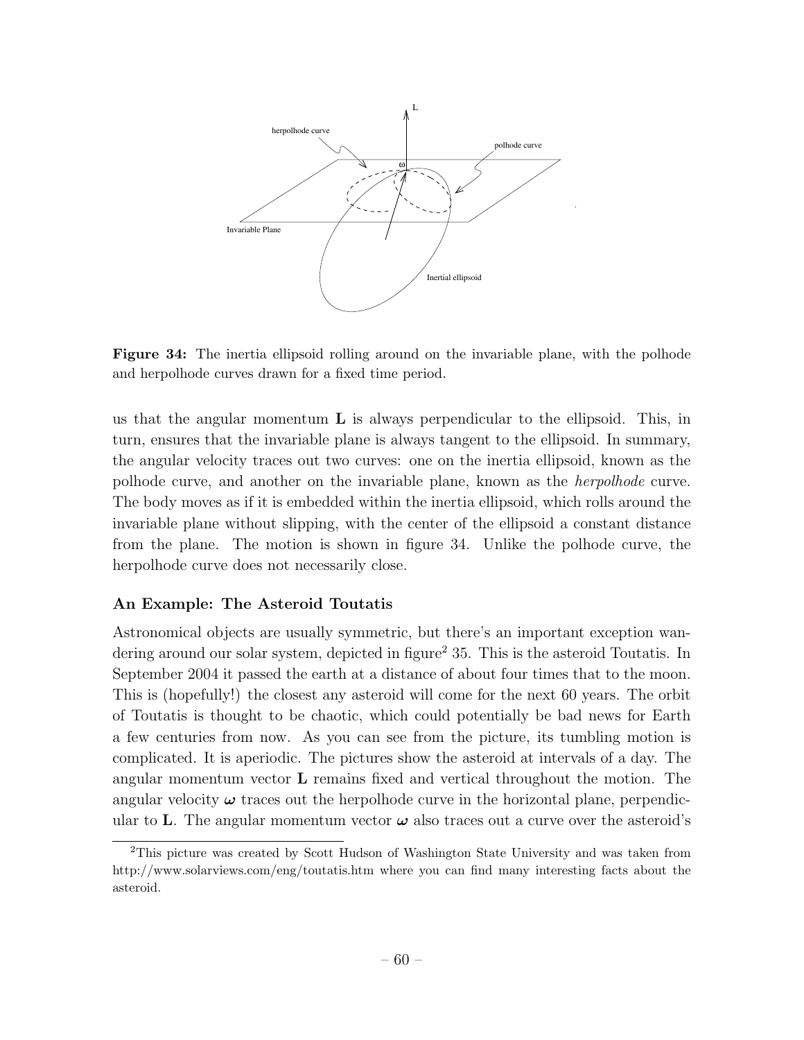**Figure 34:** The inertia ellipsoid rolling around on the invariable plane, with the polhode and herpolhode curves drawn for a fixed time period.

us that the angular momentum $\mathbf{L}$ is always perpendicular to the ellipsoid. This, in turn, ensures that the invariable plane is always tangent to the ellipsoid. In summary, the angular velocity traces out two curves: one on the inertia ellipsoid, known as the polhode curve, and another on the invariable plane, known as the *herpolhode* curve. The body moves as if it is embedded within the inertia ellipsoid, which rolls around the invariable plane without slipping, with the center of the ellipsoid a constant distance from the plane. The motion is shown in figure 34. Unlike the polhode curve, the herpolhode curve does not necessarily close.

### An Example: The Asteroid Toutatis

Astronomical objects are usually symmetric, but there's an important exception wandering around our solar system, depicted in figure[2] 35. This is the asteroid Toutatis. In September 2004 it passed the earth at a distance of about four times that to the moon. This is (hopefully!) the closest any asteroid will come for the next 60 years. The orbit of Toutatis is thought to be chaotic, which could potentially be bad news for Earth a few centuries from now. As you can see from the picture, its tumbling motion is complicated. It is aperiodic. The pictures show the asteroid at intervals of a day. The angular momentum vector $\mathbf{L}$ remains fixed and vertical throughout the motion. The angular velocity $\boldsymbol{\omega}$ traces out the herpolhode curve in the horizontal plane, perpendicular to $\mathbf{L}$. The angular momentum vector $\boldsymbol{\omega}$ also traces out a curve over the asteroid's

[2] This picture was created by Scott Hudson of Washington State University and was taken from http://www.solarviews.com/eng/toutatis.htm where you can find many interesting facts about the asteroid.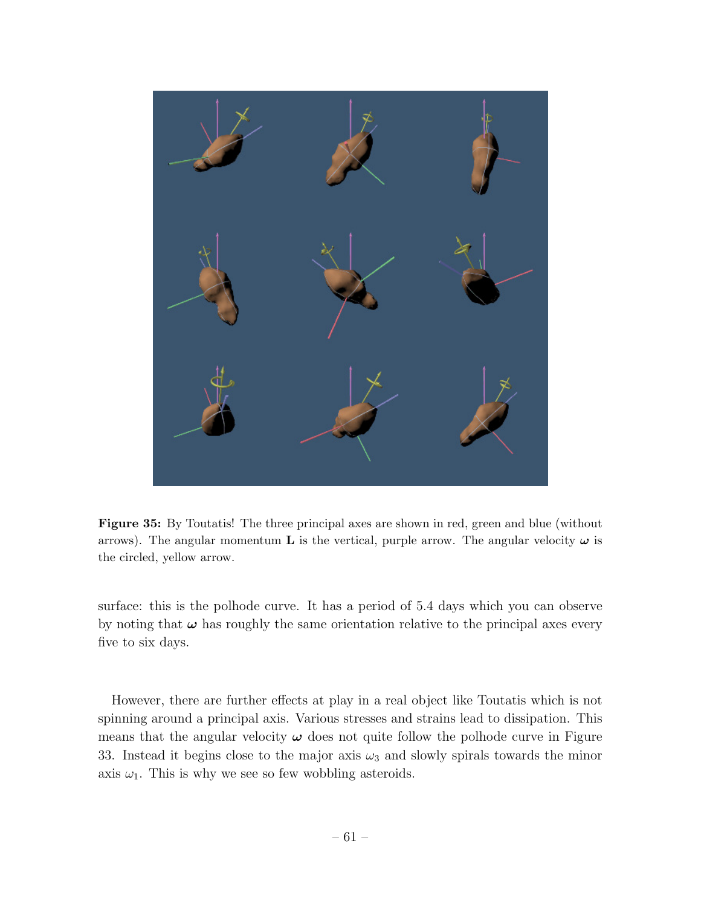**Figure 35:** By Toutatis! The three principal axes are shown in red, green and blue (without arrows). The angular momentum $\mathbf{L}$ is the vertical, purple arrow. The angular velocity $\boldsymbol{\omega}$ is the circled, yellow arrow.

surface: this is the polhode curve. It has a period of 5.4 days which you can observe by noting that $\boldsymbol{\omega}$ has roughly the same orientation relative to the principal axes every five to six days.

However, there are further effects at play in a real object like Toutatis which is not spinning around a principal axis. Various stresses and strains lead to dissipation. This means that the angular velocity $\boldsymbol{\omega}$ does not quite follow the polhode curve in Figure 33. Instead it begins close to the major axis $\omega_3$ and slowly spirals towards the minor axis $\omega_1$. This is why we see so few wobbling asteroids.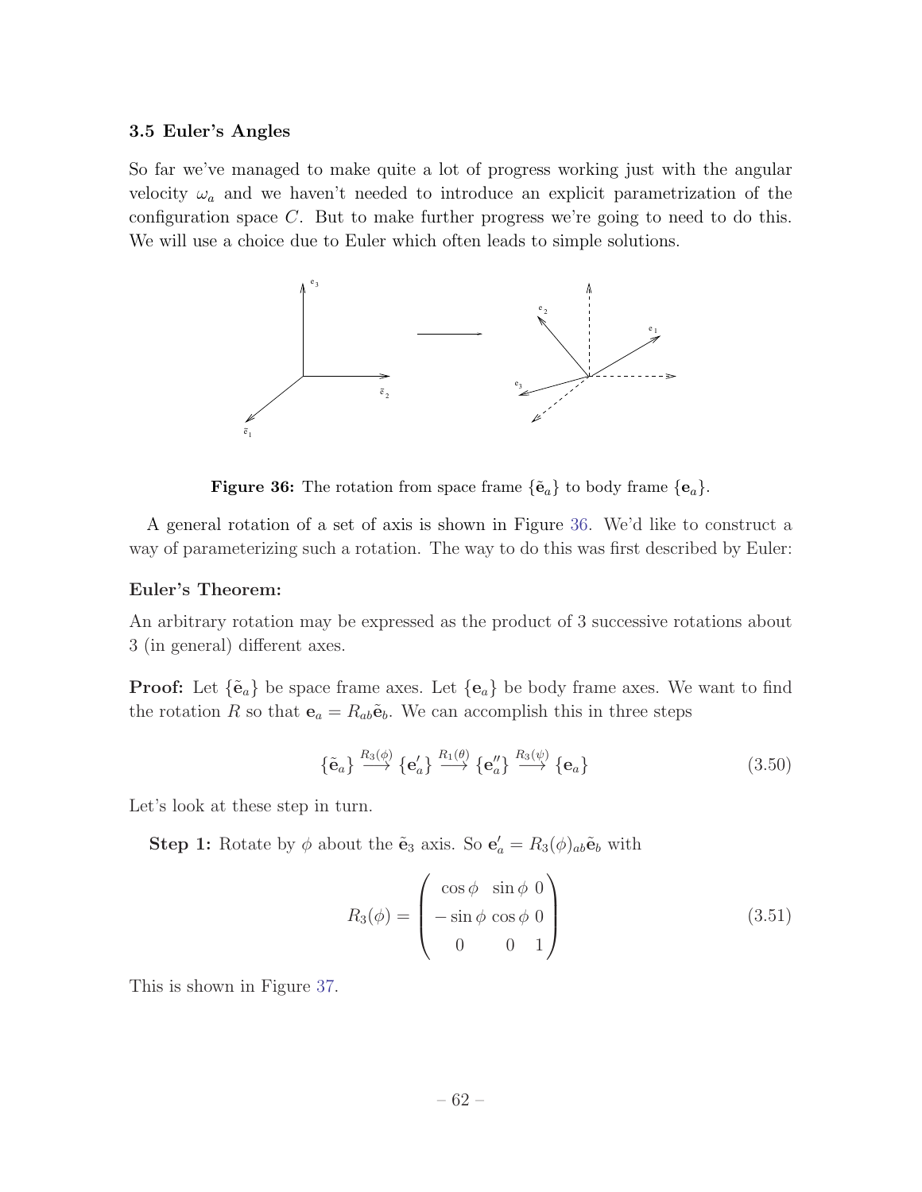### 3.5 Euler's Angles

So far we've managed to make quite a lot of progress working just with the angular velocity $\omega_a$ and we haven't needed to introduce an explicit parametrization of the configuration space $C$. But to make further progress we're going to need to do this. We will use a choice due to Euler which often leads to simple solutions.

**Figure 36:** The rotation from space frame $\{\tilde{\mathbf{e}}_a\}$ to body frame $\{\mathbf{e}_a\}$.

A general rotation of a set of axis is shown in Figure 36. We'd like to construct a way of parameterizing such a rotation. The way to do this was first described by Euler:

**Euler's Theorem:**

An arbitrary rotation may be expressed as the product of 3 successive rotations about 3 (in general) different axes.

**Proof:** Let $\{\tilde{\mathbf{e}}_a\}$ be space frame axes. Let $\{\mathbf{e}_a\}$ be body frame axes. We want to find the rotation $R$ so that $\mathbf{e}_a = R_{ab}\tilde{\mathbf{e}}_b$. We can accomplish this in three steps

$$\{\tilde{\mathbf{e}}_a\} \stackrel{R_3(\phi)}{\longrightarrow} \{\mathbf{e}'_a\} \stackrel{R_1(\theta)}{\longrightarrow} \{\mathbf{e}''_a\} \stackrel{R_3(\psi)}{\longrightarrow} \{\mathbf{e}_a\} \tag{3.50}$$

Let's look at these step in turn.

**Step 1:** Rotate by $\phi$ about the $\tilde{\mathbf{e}}_3$ axis. So $\mathbf{e}'_a = R_3(\phi)_{ab}\tilde{\mathbf{e}}_b$ with

$$R_3(\phi) = \begin{pmatrix} \cos\phi & \sin\phi & 0 \\ -\sin\phi & \cos\phi & 0 \\ 0 & 0 & 1 \end{pmatrix} \tag{3.51}$$

This is shown in Figure 37.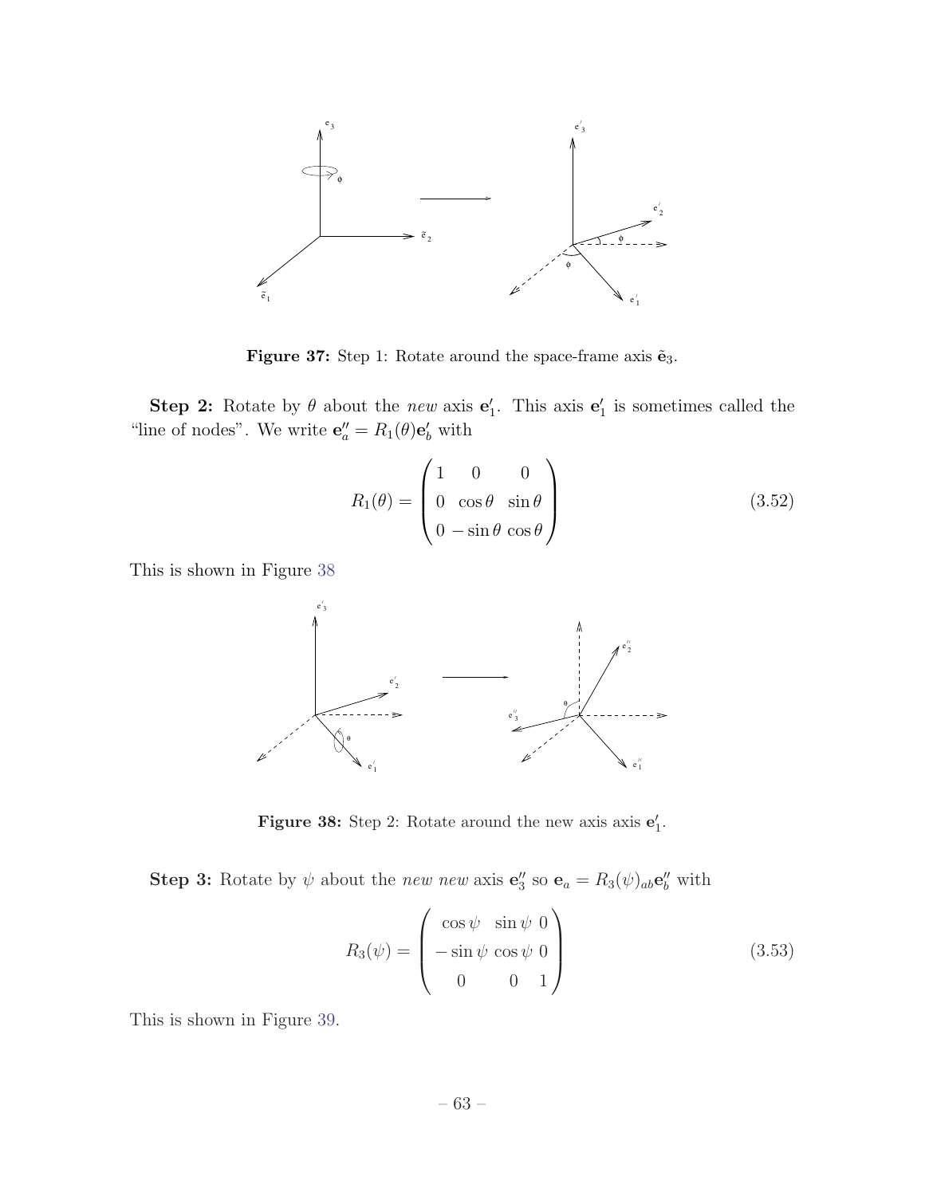**Figure 37:** Step 1: Rotate around the space-frame axis $\tilde{\mathbf{e}}_3$.

**Step 2:** Rotate by $\theta$ about the *new* axis $\mathbf{e}_1'$. This axis $\mathbf{e}_1'$ is sometimes called the "line of nodes". We write $\mathbf{e}_a'' = R_1(\theta)\mathbf{e}_b'$ with

$$R_1(\theta) = \begin{pmatrix} 1 & 0 & 0 \\ 0 & \cos\theta & \sin\theta \\ 0 & -\sin\theta & \cos\theta \end{pmatrix} \tag{3.52}$$

This is shown in Figure 38

**Figure 38:** Step 2: Rotate around the new axis axis $\mathbf{e}_1'$.

**Step 3:** Rotate by $\psi$ about the *new new* axis $\mathbf{e}_3''$ so $\mathbf{e}_a = R_3(\psi)_{ab}\mathbf{e}_b''$ with

$$R_3(\psi) = \begin{pmatrix} \cos\psi & \sin\psi & 0 \\ -\sin\psi & \cos\psi & 0 \\ 0 & 0 & 1 \end{pmatrix} \tag{3.53}$$

This is shown in Figure 39.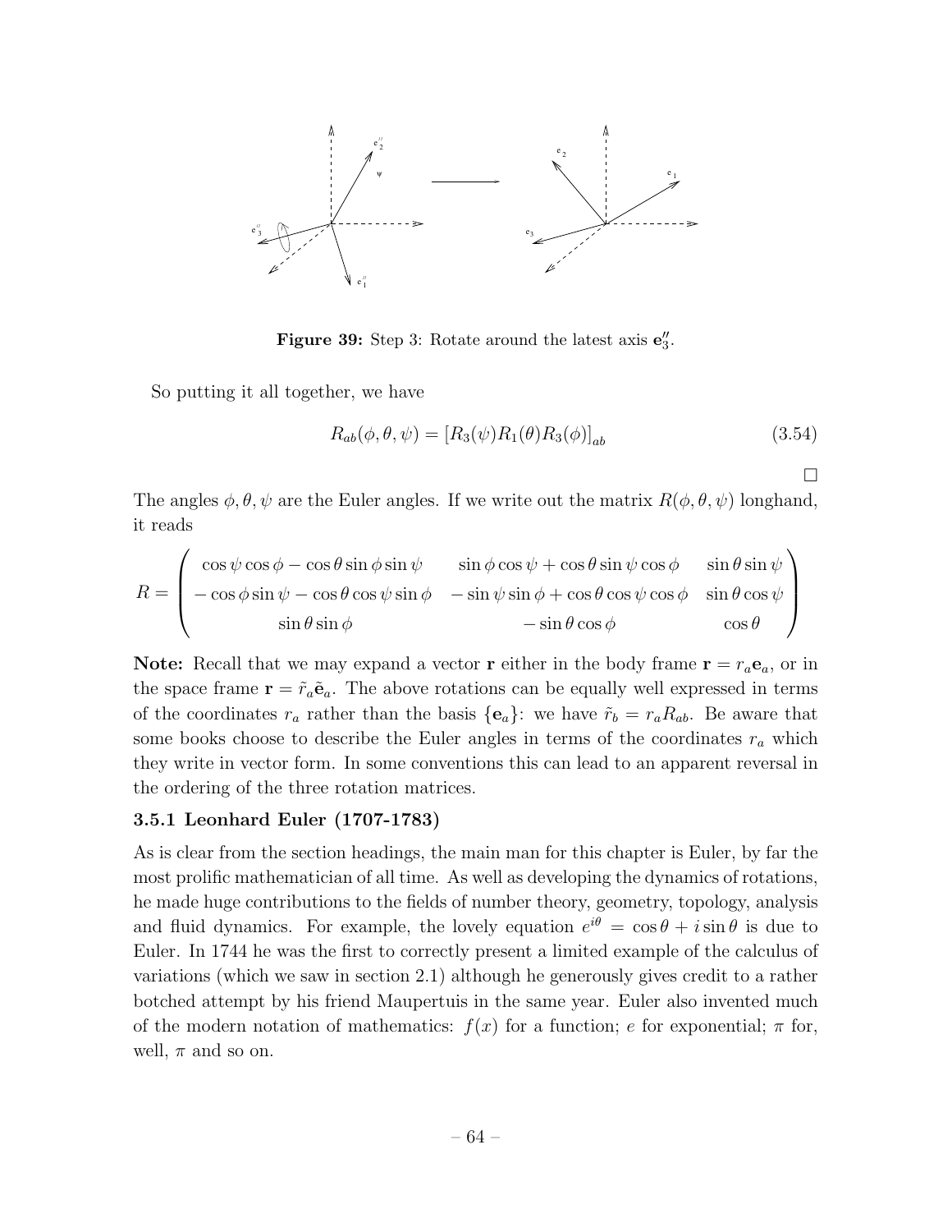**Figure 39:** Step 3: Rotate around the latest axis $\mathbf{e}_3''$.

So putting it all together, we have

$$R_{ab}(\phi, \theta, \psi) = \left[R_3(\psi) R_1(\theta) R_3(\phi)\right]_{ab} \tag{3.54}$$

□

The angles $\phi, \theta, \psi$ are the Euler angles. If we write out the matrix $R(\phi, \theta, \psi)$ longhand, it reads

$$R = \begin{pmatrix} \cos\psi\cos\phi - \cos\theta\sin\phi\sin\psi & \sin\phi\cos\psi + \cos\theta\sin\psi\cos\phi & \sin\theta\sin\psi \\ -\cos\phi\sin\psi - \cos\theta\cos\psi\sin\phi & -\sin\psi\sin\phi + \cos\theta\cos\psi\cos\phi & \sin\theta\cos\psi \\ \sin\theta\sin\phi & -\sin\theta\cos\phi & \cos\theta \end{pmatrix}$$

**Note:** Recall that we may expand a vector $\mathbf{r}$ either in the body frame $\mathbf{r} = r_a \mathbf{e}_a$, or in the space frame $\mathbf{r} = \tilde{r}_a \tilde{\mathbf{e}}_a$. The above rotations can be equally well expressed in terms of the coordinates $r_a$ rather than the basis $\{\mathbf{e}_a\}$: we have $\tilde{r}_b = r_a R_{ab}$. Be aware that some books choose to describe the Euler angles in terms of the coordinates $r_a$ which they write in vector form. In some conventions this can lead to an apparent reversal in the ordering of the three rotation matrices.

### 3.5.1 Leonhard Euler (1707-1783)

As is clear from the section headings, the main man for this chapter is Euler, by far the most prolific mathematician of all time. As well as developing the dynamics of rotations, he made huge contributions to the fields of number theory, geometry, topology, analysis and fluid dynamics. For example, the lovely equation $e^{i\theta} = \cos\theta + i\sin\theta$ is due to Euler. In 1744 he was the first to correctly present a limited example of the calculus of variations (which we saw in section 2.1) although he generously gives credit to a rather botched attempt by his friend Maupertuis in the same year. Euler also invented much of the modern notation of mathematics: $f(x)$ for a function; $e$ for exponential; $\pi$ for, well, $\pi$ and so on.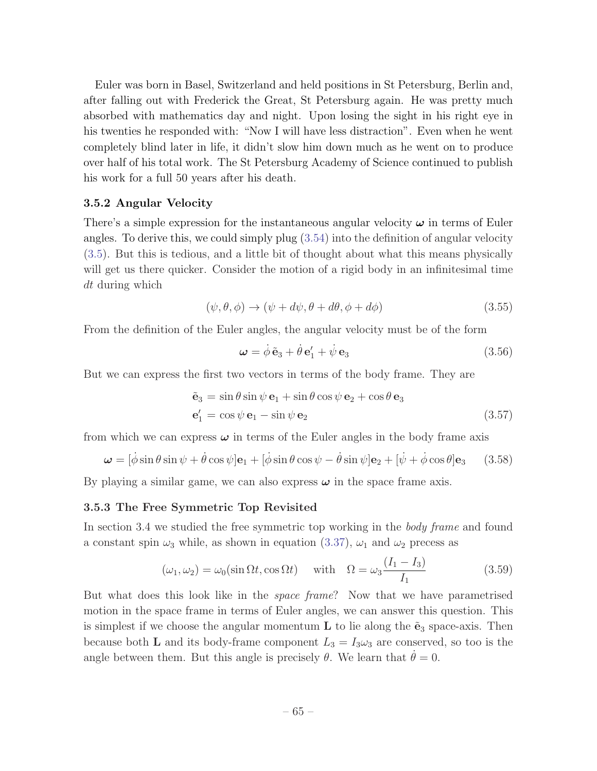Euler was born in Basel, Switzerland and held positions in St Petersburg, Berlin and, after falling out with Frederick the Great, St Petersburg again. He was pretty much absorbed with mathematics day and night. Upon losing the sight in his right eye in his twenties he responded with: "Now I will have less distraction". Even when he went completely blind later in life, it didn't slow him down much as he went on to produce over half of his total work. The St Petersburg Academy of Science continued to publish his work for a full 50 years after his death.

### 3.5.2 Angular Velocity

There's a simple expression for the instantaneous angular velocity $\boldsymbol{\omega}$ in terms of Euler angles. To derive this, we could simply plug (3.54) into the definition of angular velocity (3.5). But this is tedious, and a little bit of thought about what this means physically will get us there quicker. Consider the motion of a rigid body in an infinitesimal time $dt$ during which

$$(\psi, \theta, \phi) \to (\psi + d\psi, \theta + d\theta, \phi + d\phi) \tag{3.55}$$

From the definition of the Euler angles, the angular velocity must be of the form

$$\boldsymbol{\omega} = \dot{\phi}\, \tilde{\mathbf{e}}_3 + \dot{\theta}\, \mathbf{e}_1' + \dot{\psi}\, \mathbf{e}_3 \tag{3.56}$$

But we can express the first two vectors in terms of the body frame. They are

$$\begin{aligned} \tilde{\mathbf{e}}_3 &= \sin\theta \sin\psi\, \mathbf{e}_1 + \sin\theta \cos\psi\, \mathbf{e}_2 + \cos\theta\, \mathbf{e}_3 \\ \mathbf{e}_1' &= \cos\psi\, \mathbf{e}_1 - \sin\psi\, \mathbf{e}_2 \end{aligned} \tag{3.57}$$

from which we can express $\boldsymbol{\omega}$ in terms of the Euler angles in the body frame axis

$$\boldsymbol{\omega} = [\dot{\phi} \sin\theta \sin\psi + \dot{\theta} \cos\psi]\mathbf{e}_1 + [\dot{\phi} \sin\theta \cos\psi - \dot{\theta} \sin\psi]\mathbf{e}_2 + [\dot{\psi} + \dot{\phi} \cos\theta]\mathbf{e}_3 \tag{3.58}$$

By playing a similar game, we can also express $\boldsymbol{\omega}$ in the space frame axis.

### 3.5.3 The Free Symmetric Top Revisited

In section 3.4 we studied the free symmetric top working in the *body frame* and found a constant spin $\omega_3$ while, as shown in equation (3.37), $\omega_1$ and $\omega_2$ precess as

$$(\omega_1, \omega_2) = \omega_0(\sin\Omega t, \cos\Omega t) \quad \text{with} \quad \Omega = \omega_3 \frac{(I_1 - I_3)}{I_1} \tag{3.59}$$

But what does this look like in the *space frame*? Now that we have parametrised motion in the space frame in terms of Euler angles, we can answer this question. This is simplest if we choose the angular momentum $\mathbf{L}$ to lie along the $\tilde{\mathbf{e}}_3$ space-axis. Then because both $\mathbf{L}$ and its body-frame component $L_3 = I_3\omega_3$ are conserved, so too is the angle between them. But this angle is precisely $\theta$. We learn that $\dot{\theta} = 0$.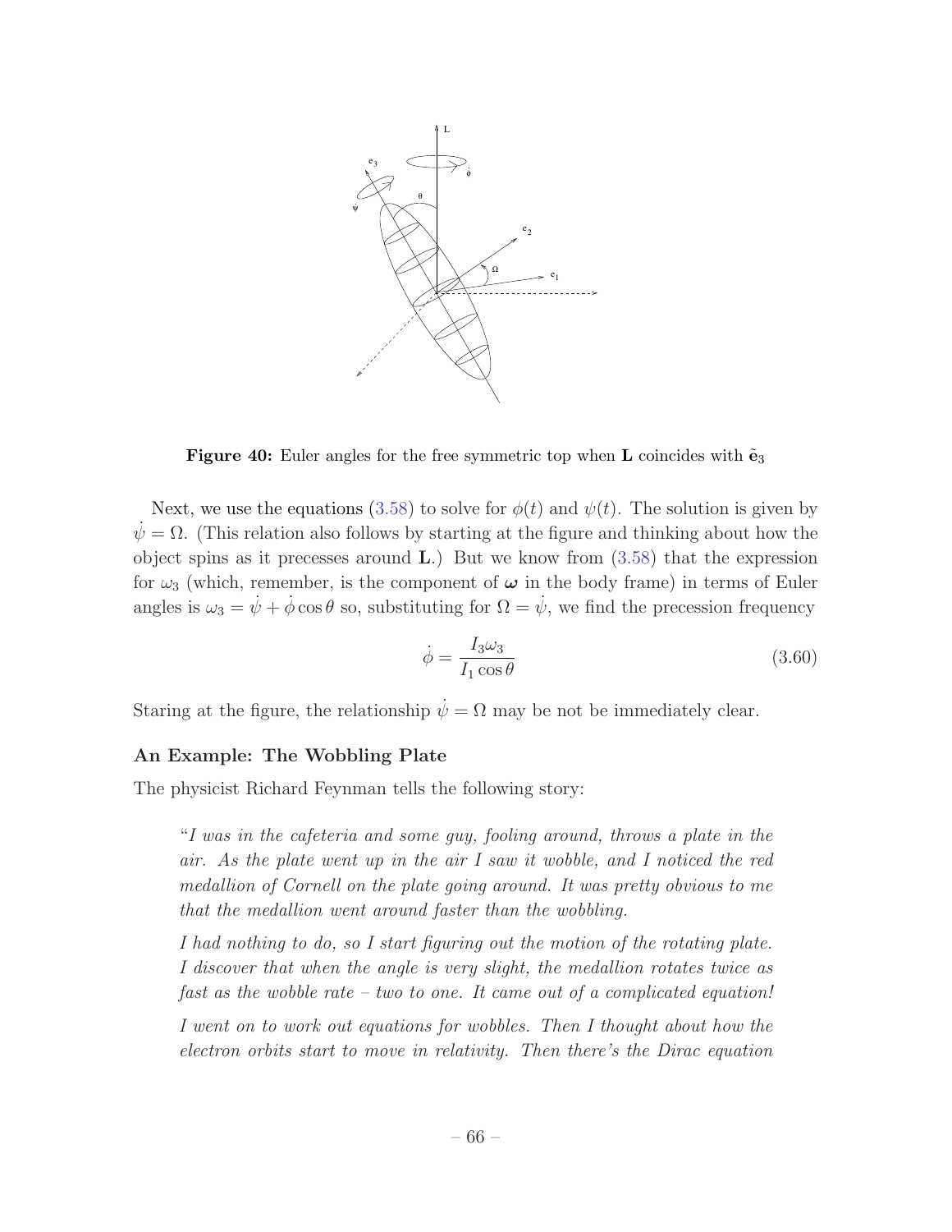**Figure 40:** Euler angles for the free symmetric top when $\mathbf{L}$ coincides with $\tilde{\mathbf{e}}_3$

Next, we use the equations (3.58) to solve for $\phi(t)$ and $\psi(t)$. The solution is given by $\dot{\psi} = \Omega$. (This relation also follows by starting at the figure and thinking about how the object spins as it precesses around $\mathbf{L}$.) But we know from (3.58) that the expression for $\omega_3$ (which, remember, is the component of $\boldsymbol{\omega}$ in the body frame) in terms of Euler angles is $\omega_3 = \dot{\psi} + \dot{\phi}\cos\theta$ so, substituting for $\Omega = \dot{\psi}$, we find the precession frequency

$$\dot{\phi} = \frac{I_3 \omega_3}{I_1 \cos\theta} \tag{3.60}$$

Staring at the figure, the relationship $\dot{\psi} = \Omega$ may be not be immediately clear.

### An Example: The Wobbling Plate

The physicist Richard Feynman tells the following story:

> "*I was in the cafeteria and some guy, fooling around, throws a plate in the air. As the plate went up in the air I saw it wobble, and I noticed the red medallion of Cornell on the plate going around. It was pretty obvious to me that the medallion went around faster than the wobbling.*
>
> *I had nothing to do, so I start figuring out the motion of the rotating plate. I discover that when the angle is very slight, the medallion rotates twice as fast as the wobble rate – two to one. It came out of a complicated equation!*
>
> *I went on to work out equations for wobbles. Then I thought about how the electron orbits start to move in relativity. Then there's the Dirac equation*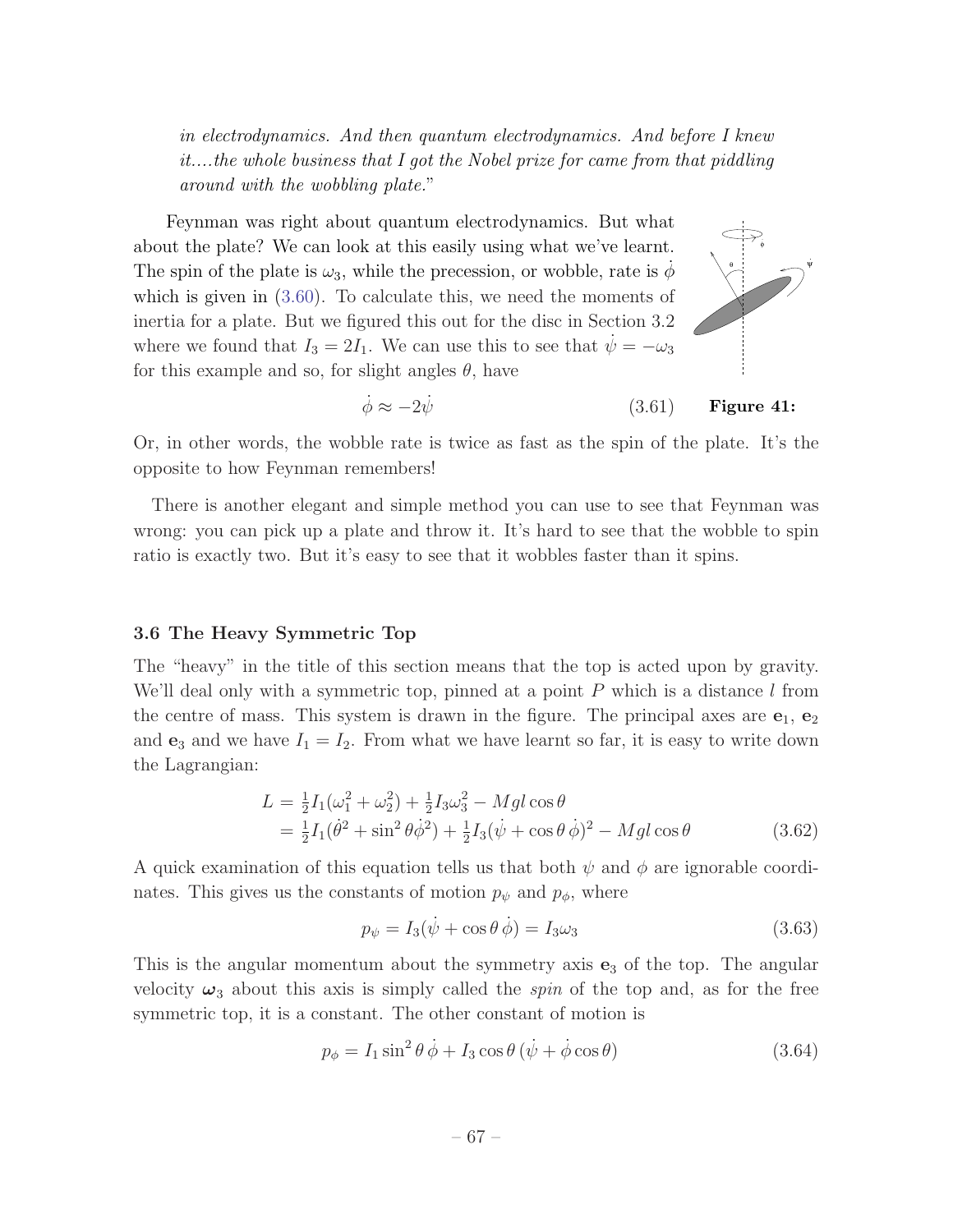*in electrodynamics. And then quantum electrodynamics. And before I knew it....the whole business that I got the Nobel prize for came from that piddling around with the wobbling plate.*"

Feynman was right about quantum electrodynamics. But what about the plate? We can look at this easily using what we've learnt. The spin of the plate is $\omega_3$, while the precession, or wobble, rate is $\dot{\phi}$ which is given in (3.60). To calculate this, we need the moments of inertia for a plate. But we figured this out for the disc in Section 3.2 where we found that $I_3 = 2I_1$. We can use this to see that $\dot{\psi} = -\omega_3$ for this example and so, for slight angles $\theta$, have

$$\dot{\phi} \approx -2\dot{\psi} \tag{3.61}$$

**Figure 41:**

Or, in other words, the wobble rate is twice as fast as the spin of the plate. It's the opposite to how Feynman remembers!

There is another elegant and simple method you can use to see that Feynman was wrong: you can pick up a plate and throw it. It's hard to see that the wobble to spin ratio is exactly two. But it's easy to see that it wobbles faster than it spins.

### 3.6 The Heavy Symmetric Top

The "heavy" in the title of this section means that the top is acted upon by gravity. We'll deal only with a symmetric top, pinned at a point $P$ which is a distance $l$ from the centre of mass. This system is drawn in the figure. The principal axes are $\mathbf{e}_1$, $\mathbf{e}_2$ and $\mathbf{e}_3$ and we have $I_1 = I_2$. From what we have learnt so far, it is easy to write down the Lagrangian:

$$\begin{aligned} L &= \tfrac{1}{2}I_1(\omega_1^2 + \omega_2^2) + \tfrac{1}{2}I_3\omega_3^2 - Mgl\cos\theta \\ &= \tfrac{1}{2}I_1(\dot{\theta}^2 + \sin^2\theta\dot{\phi}^2) + \tfrac{1}{2}I_3(\dot{\psi} + \cos\theta\,\dot{\phi})^2 - Mgl\cos\theta \end{aligned} \tag{3.62}$$

A quick examination of this equation tells us that both $\psi$ and $\phi$ are ignorable coordinates. This gives us the constants of motion $p_\psi$ and $p_\phi$, where

$$p_\psi = I_3(\dot{\psi} + \cos\theta\,\dot{\phi}) = I_3\omega_3 \tag{3.63}$$

This is the angular momentum about the symmetry axis $\mathbf{e}_3$ of the top. The angular velocity $\boldsymbol{\omega}_3$ about this axis is simply called the *spin* of the top and, as for the free symmetric top, it is a constant. The other constant of motion is

$$p_\phi = I_1\sin^2\theta\,\dot{\phi} + I_3\cos\theta\,(\dot{\psi} + \dot{\phi}\cos\theta) \tag{3.64}$$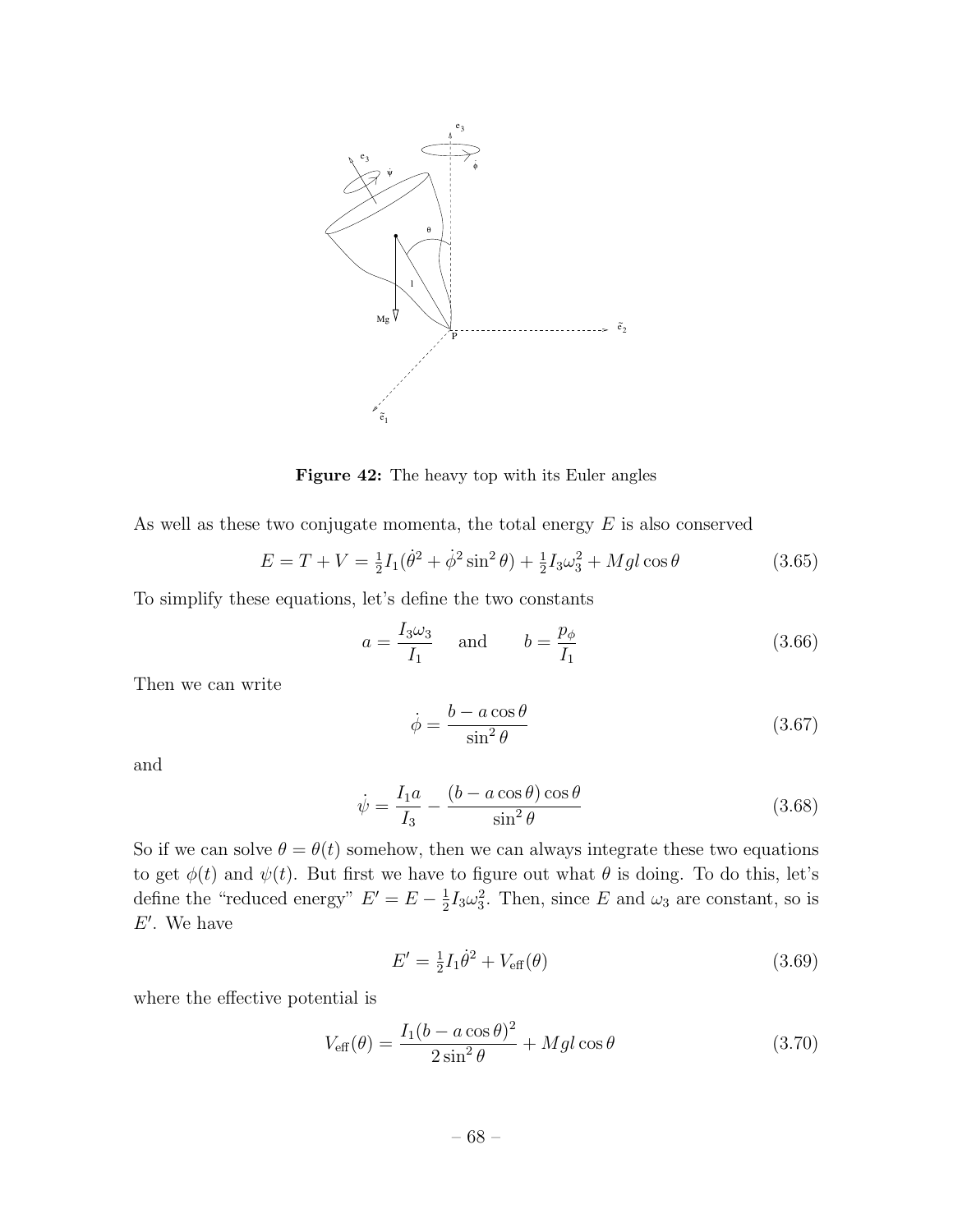Figure 42: The heavy top with its Euler angles

As well as these two conjugate momenta, the total energy $E$ is also conserved

$$E = T + V = \tfrac{1}{2}I_1(\dot{\theta}^2 + \dot{\phi}^2 \sin^2\theta) + \tfrac{1}{2}I_3\omega_3^2 + Mgl\cos\theta \tag{3.65}$$

To simplify these equations, let's define the two constants

$$a = \frac{I_3\omega_3}{I_1} \quad \text{and} \quad b = \frac{p_\phi}{I_1} \tag{3.66}$$

Then we can write

$$\dot{\phi} = \frac{b - a\cos\theta}{\sin^2\theta} \tag{3.67}$$

and

$$\dot{\psi} = \frac{I_1 a}{I_3} - \frac{(b - a\cos\theta)\cos\theta}{\sin^2\theta} \tag{3.68}$$

So if we can solve $\theta = \theta(t)$ somehow, then we can always integrate these two equations to get $\phi(t)$ and $\psi(t)$. But first we have to figure out what $\theta$ is doing. To do this, let's define the "reduced energy" $E' = E - \frac{1}{2}I_3\omega_3^2$. Then, since $E$ and $\omega_3$ are constant, so is $E'$. We have

$$E' = \tfrac{1}{2}I_1\dot{\theta}^2 + V_{\text{eff}}(\theta) \tag{3.69}$$

where the effective potential is

$$V_{\text{eff}}(\theta) = \frac{I_1(b - a\cos\theta)^2}{2\sin^2\theta} + Mgl\cos\theta \tag{3.70}$$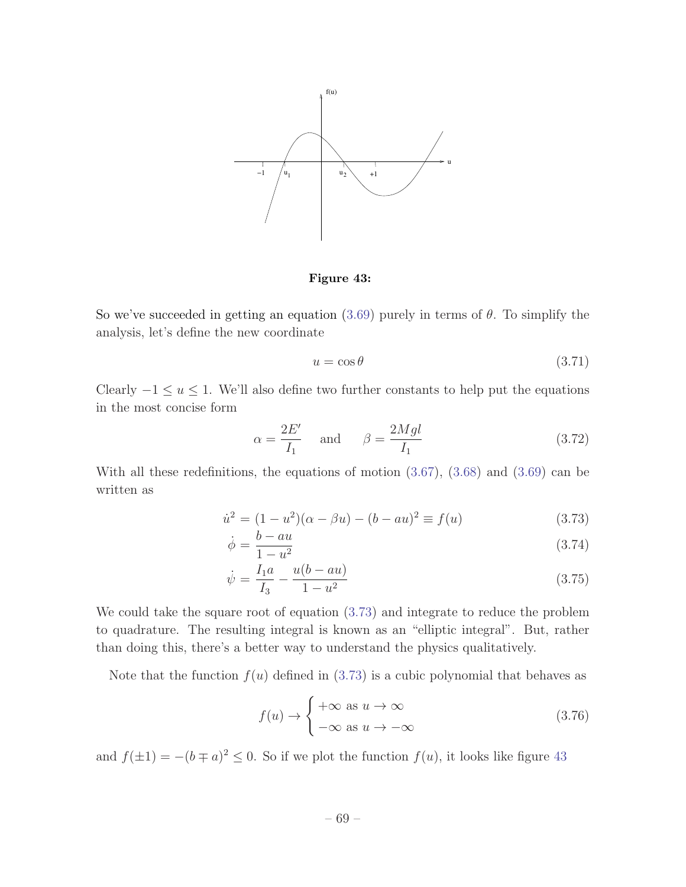Figure 43:

So we've succeeded in getting an equation (3.69) purely in terms of $\theta$. To simplify the analysis, let's define the new coordinate

$$u = \cos\theta \tag{3.71}$$

Clearly $-1 \leq u \leq 1$. We'll also define two further constants to help put the equations in the most concise form

$$\alpha = \frac{2E'}{I_1} \quad \text{and} \quad \beta = \frac{2Mgl}{I_1} \tag{3.72}$$

With all these redefinitions, the equations of motion (3.67), (3.68) and (3.69) can be written as

$$\dot{u}^2 = (1-u^2)(\alpha - \beta u) - (b - au)^2 \equiv f(u) \tag{3.73}$$

$$\dot{\phi} = \frac{b - au}{1-u^2} \tag{3.74}$$

$$\dot{\psi} = \frac{I_1 a}{I_3} - \frac{u(b-au)}{1-u^2} \tag{3.75}$$

We could take the square root of equation (3.73) and integrate to reduce the problem to quadrature. The resulting integral is known as an "elliptic integral". But, rather than doing this, there's a better way to understand the physics qualitatively.

Note that the function $f(u)$ defined in (3.73) is a cubic polynomial that behaves as

$$f(u) \rightarrow \begin{cases} +\infty \text{ as } u \rightarrow \infty \\ -\infty \text{ as } u \rightarrow -\infty \end{cases} \tag{3.76}$$

and $f(\pm 1) = -(b \mp a)^2 \leq 0$. So if we plot the function $f(u)$, it looks like figure 43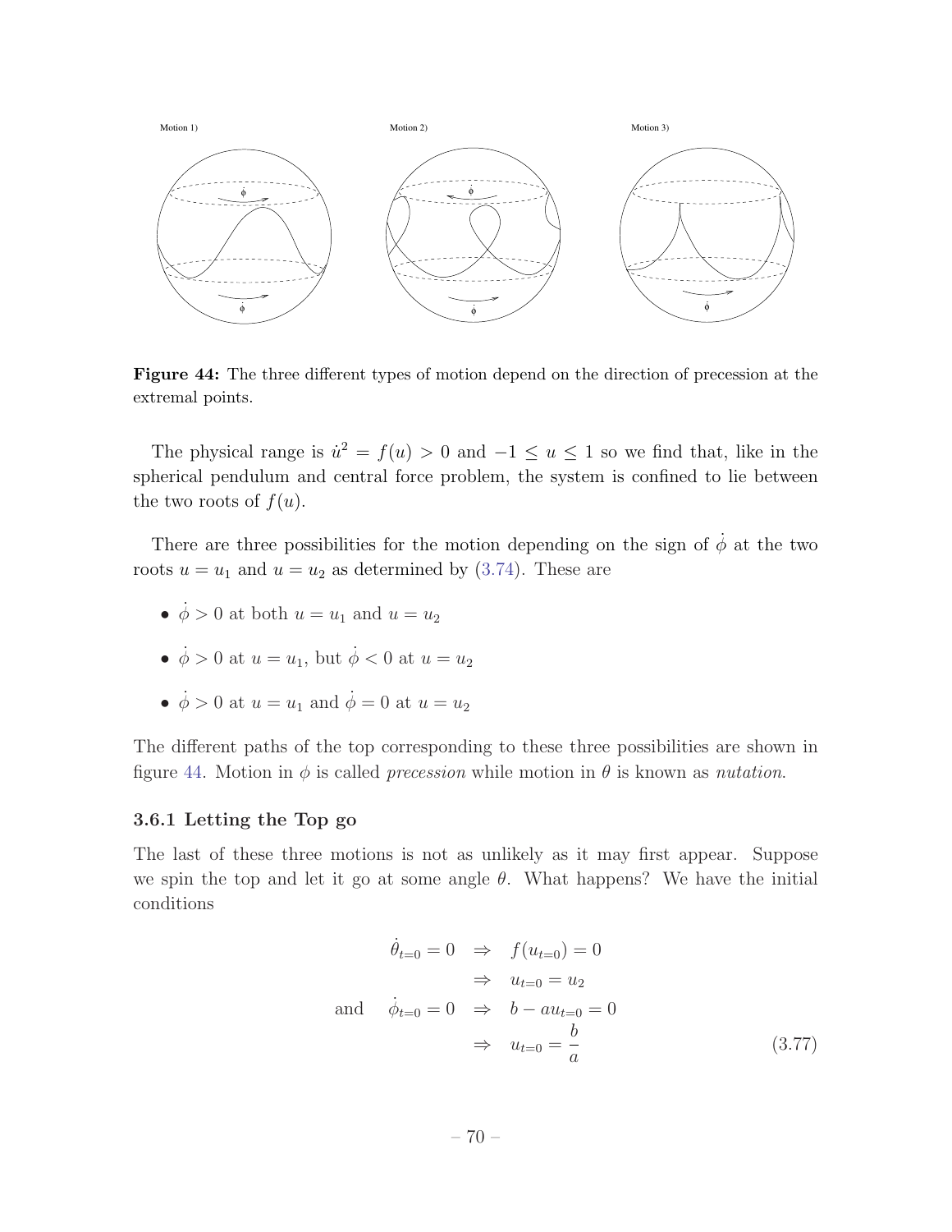Motion 1) Motion 2) Motion 3)

**Figure 44:** The three different types of motion depend on the direction of precession at the extremal points.

The physical range is $\dot{u}^2 = f(u) > 0$ and $-1 \leq u \leq 1$ so we find that, like in the spherical pendulum and central force problem, the system is confined to lie between the two roots of $f(u)$.

There are three possibilities for the motion depending on the sign of $\dot{\phi}$ at the two roots $u = u_1$ and $u = u_2$ as determined by (3.74). These are

- $\dot{\phi} > 0$ at both $u = u_1$ and $u = u_2$
- $\dot{\phi} > 0$ at $u = u_1$, but $\dot{\phi} < 0$ at $u = u_2$
- $\dot{\phi} > 0$ at $u = u_1$ and $\dot{\phi} = 0$ at $u = u_2$

The different paths of the top corresponding to these three possibilities are shown in figure 44. Motion in $\phi$ is called *precession* while motion in $\theta$ is known as *nutation*.

### 3.6.1 Letting the Top go

The last of these three motions is not as unlikely as it may first appear. Suppose we spin the top and let it go at some angle $\theta$. What happens? We have the initial conditions

$$\begin{aligned}
\dot{\theta}_{t=0} = 0 \quad &\Rightarrow \quad f(u_{t=0}) = 0 \\
&\Rightarrow \quad u_{t=0} = u_2 \\
\text{and} \quad \dot{\phi}_{t=0} = 0 \quad &\Rightarrow \quad b - a u_{t=0} = 0 \\
&\Rightarrow \quad u_{t=0} = \frac{b}{a}
\end{aligned} \tag{3.77}$$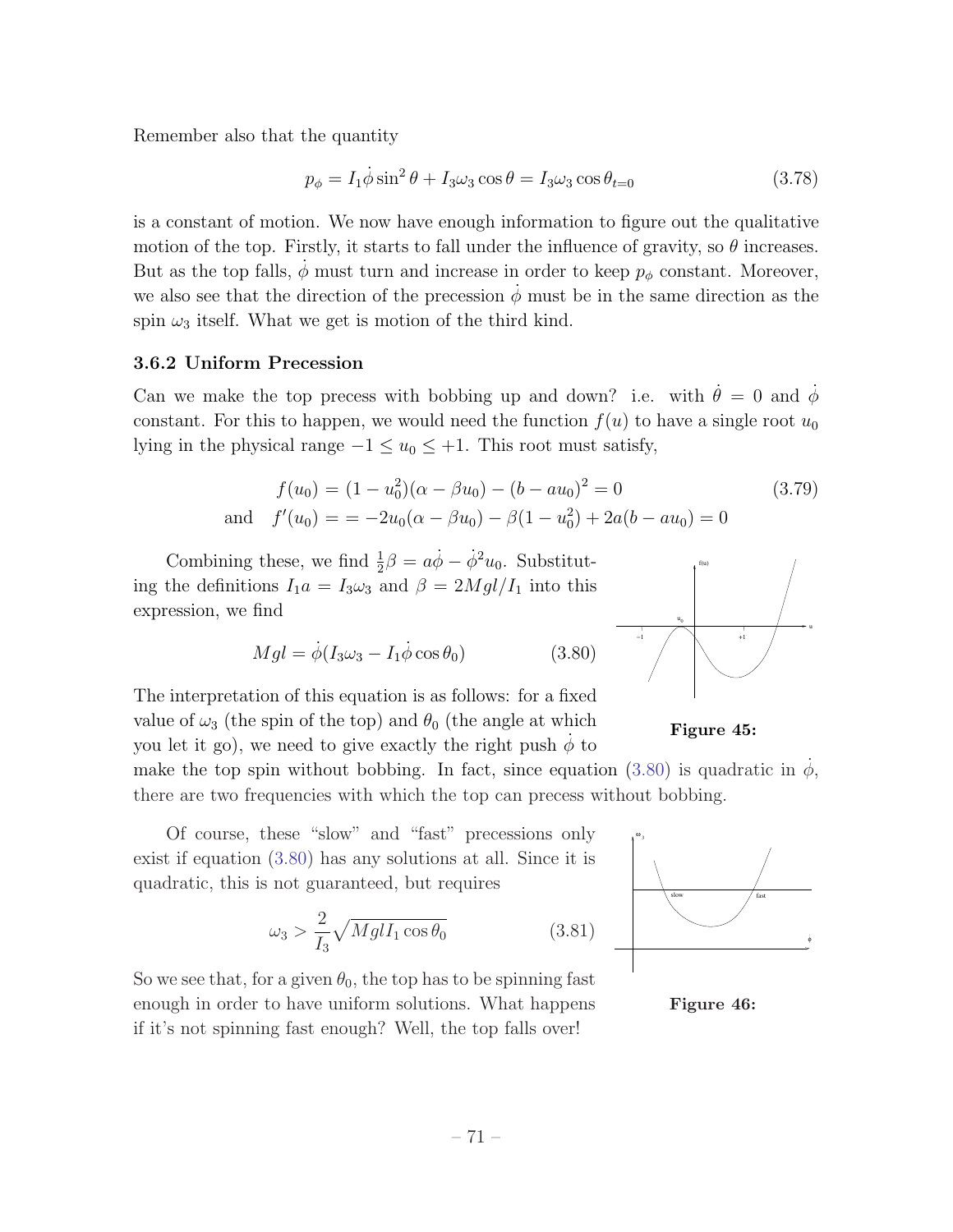Remember also that the quantity

$$p_\phi = I_1 \dot{\phi} \sin^2 \theta + I_3 \omega_3 \cos \theta = I_3 \omega_3 \cos \theta_{t=0} \tag{3.78}$$

is a constant of motion. We now have enough information to figure out the qualitative motion of the top. Firstly, it starts to fall under the influence of gravity, so $\theta$ increases. But as the top falls, $\dot{\phi}$ must turn and increase in order to keep $p_\phi$ constant. Moreover, we also see that the direction of the precession $\dot{\phi}$ must be in the same direction as the spin $\omega_3$ itself. What we get is motion of the third kind.

### 3.6.2 Uniform Precession

Can we make the top precess with bobbing up and down? i.e. with $\dot{\theta} = 0$ and $\dot{\phi}$ constant. For this to happen, we would need the function $f(u)$ to have a single root $u_0$ lying in the physical range $-1 \le u_0 \le +1$. This root must satisfy,

$$\begin{aligned} f(u_0) &= (1 - u_0^2)(\alpha - \beta u_0) - (b - a u_0)^2 = 0 \\ \text{and} \quad f'(u_0) &= = -2u_0(\alpha - \beta u_0) - \beta(1 - u_0^2) + 2a(b - a u_0) = 0 \end{aligned} \tag{3.79}$$

Combining these, we find $\frac{1}{2}\beta = a\dot{\phi} - \dot{\phi}^2 u_0$. Substituting the definitions $I_1 a = I_3 \omega_3$ and $\beta = 2Mgl/I_1$ into this expression, we find

$$Mgl = \dot{\phi}(I_3 \omega_3 - I_1 \dot{\phi} \cos \theta_0) \tag{3.80}$$

The interpretation of this equation is as follows: for a fixed value of $\omega_3$ (the spin of the top) and $\theta_0$ (the angle at which you let it go), we need to give exactly the right push $\dot{\phi}$ to make the top spin without bobbing. In fact, since equation (3.80) is quadratic in $\dot{\phi}$, there are two frequencies with which the top can precess without bobbing.

**Figure 45:**

Of course, these "slow" and "fast" precessions only exist if equation (3.80) has any solutions at all. Since it is quadratic, this is not guaranteed, but requires

$$\omega_3 > \frac{2}{I_3}\sqrt{Mgl I_1 \cos \theta_0} \tag{3.81}$$

So we see that, for a given $\theta_0$, the top has to be spinning fast enough in order to have uniform solutions. What happens if it's not spinning fast enough? Well, the top falls over!

**Figure 46:**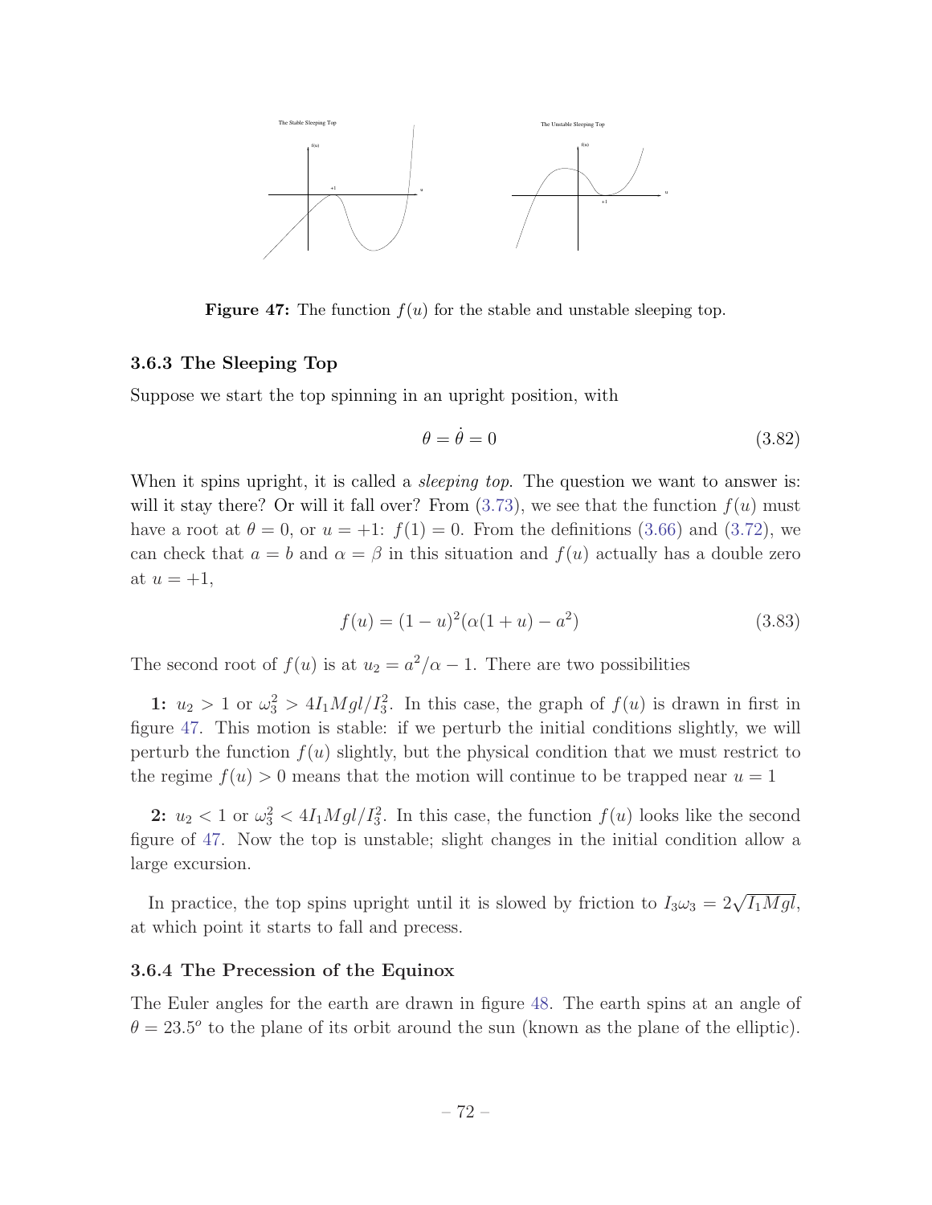**Figure 47:** The function $f(u)$ for the stable and unstable sleeping top.

### 3.6.3 The Sleeping Top

Suppose we start the top spinning in an upright position, with

$$\theta = \dot{\theta} = 0 \tag{3.82}$$

When it spins upright, it is called a *sleeping top*. The question we want to answer is: will it stay there? Or will it fall over? From (3.73), we see that the function $f(u)$ must have a root at $\theta = 0$, or $u = +1$: $f(1) = 0$. From the definitions (3.66) and (3.72), we can check that $a = b$ and $\alpha = \beta$ in this situation and $f(u)$ actually has a double zero at $u = +1$,

$$f(u) = (1-u)^2(\alpha(1+u) - a^2) \tag{3.83}$$

The second root of $f(u)$ is at $u_2 = a^2/\alpha - 1$. There are two possibilities

**1:** $u_2 > 1$ or $\omega_3^2 > 4I_1 Mgl/I_3^2$. In this case, the graph of $f(u)$ is drawn in first in figure 47. This motion is stable: if we perturb the initial conditions slightly, we will perturb the function $f(u)$ slightly, but the physical condition that we must restrict to the regime $f(u) > 0$ means that the motion will continue to be trapped near $u = 1$

**2:** $u_2 < 1$ or $\omega_3^2 < 4I_1 Mgl/I_3^2$. In this case, the function $f(u)$ looks like the second figure of 47. Now the top is unstable; slight changes in the initial condition allow a large excursion.

In practice, the top spins upright until it is slowed by friction to $I_3\omega_3 = 2\sqrt{I_1 Mgl}$, at which point it starts to fall and precess.

### 3.6.4 The Precession of the Equinox

The Euler angles for the earth are drawn in figure 48. The earth spins at an angle of $\theta = 23.5^o$ to the plane of its orbit around the sun (known as the plane of the elliptic).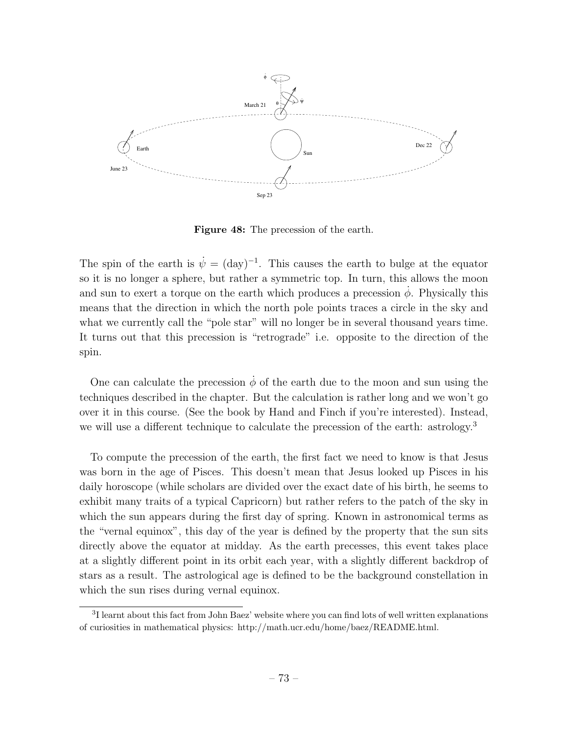**Figure 48:** The precession of the earth.

The spin of the earth is $\dot{\psi} = (\text{day})^{-1}$. This causes the earth to bulge at the equator so it is no longer a sphere, but rather a symmetric top. In turn, this allows the moon and sun to exert a torque on the earth which produces a precession $\dot{\phi}$. Physically this means that the direction in which the north pole points traces a circle in the sky and what we currently call the "pole star" will no longer be in several thousand years time. It turns out that this precession is "retrograde" i.e. opposite to the direction of the spin.

One can calculate the precession $\dot{\phi}$ of the earth due to the moon and sun using the techniques described in the chapter. But the calculation is rather long and we won't go over it in this course. (See the book by Hand and Finch if you're interested). Instead, we will use a different technique to calculate the precession of the earth: astrology.[3]

To compute the precession of the earth, the first fact we need to know is that Jesus was born in the age of Pisces. This doesn't mean that Jesus looked up Pisces in his daily horoscope (while scholars are divided over the exact date of his birth, he seems to exhibit many traits of a typical Capricorn) but rather refers to the patch of the sky in which the sun appears during the first day of spring. Known in astronomical terms as the "vernal equinox", this day of the year is defined by the property that the sun sits directly above the equator at midday. As the earth precesses, this event takes place at a slightly different point in its orbit each year, with a slightly different backdrop of stars as a result. The astrological age is defined to be the background constellation in which the sun rises during vernal equinox.

[3] I learnt about this fact from John Baez' website where you can find lots of well written explanations of curiosities in mathematical physics: http://math.ucr.edu/home/baez/README.html.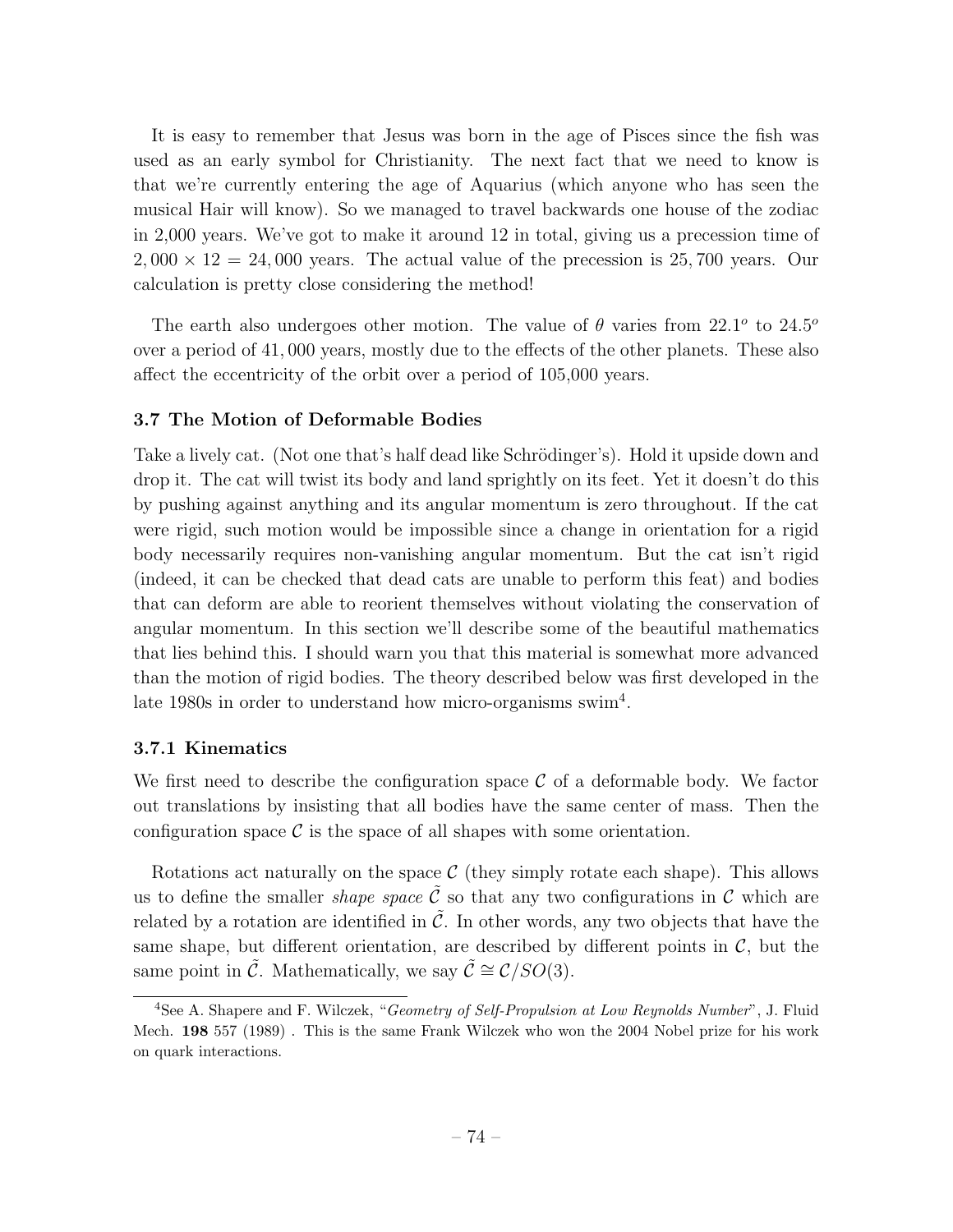It is easy to remember that Jesus was born in the age of Pisces since the fish was used as an early symbol for Christianity. The next fact that we need to know is that we're currently entering the age of Aquarius (which anyone who has seen the musical Hair will know). So we managed to travel backwards one house of the zodiac in 2,000 years. We've got to make it around 12 in total, giving us a precession time of $2,000 \times 12 = 24,000$ years. The actual value of the precession is $25,700$ years. Our calculation is pretty close considering the method!

The earth also undergoes other motion. The value of $\theta$ varies from $22.1^o$ to $24.5^o$ over a period of $41,000$ years, mostly due to the effects of the other planets. These also affect the eccentricity of the orbit over a period of 105,000 years.

### 3.7 The Motion of Deformable Bodies

Take a lively cat. (Not one that's half dead like Schrödinger's). Hold it upside down and drop it. The cat will twist its body and land sprightly on its feet. Yet it doesn't do this by pushing against anything and its angular momentum is zero throughout. If the cat were rigid, such motion would be impossible since a change in orientation for a rigid body necessarily requires non-vanishing angular momentum. But the cat isn't rigid (indeed, it can be checked that dead cats are unable to perform this feat) and bodies that can deform are able to reorient themselves without violating the conservation of angular momentum. In this section we'll describe some of the beautiful mathematics that lies behind this. I should warn you that this material is somewhat more advanced than the motion of rigid bodies. The theory described below was first developed in the late 1980s in order to understand how micro-organisms swim[4].

#### 3.7.1 Kinematics

We first need to describe the configuration space $\mathcal{C}$ of a deformable body. We factor out translations by insisting that all bodies have the same center of mass. Then the configuration space $\mathcal{C}$ is the space of all shapes with some orientation.

Rotations act naturally on the space $\mathcal{C}$ (they simply rotate each shape). This allows us to define the smaller *shape space* $\tilde{\mathcal{C}}$ so that any two configurations in $\mathcal{C}$ which are related by a rotation are identified in $\tilde{\mathcal{C}}$. In other words, any two objects that have the same shape, but different orientation, are described by different points in $\mathcal{C}$, but the same point in $\tilde{\mathcal{C}}$. Mathematically, we say $\tilde{\mathcal{C}} \cong \mathcal{C}/SO(3)$.

[4] See A. Shapere and F. Wilczek, "*Geometry of Self-Propulsion at Low Reynolds Number*", J. Fluid Mech. **198** 557 (1989) . This is the same Frank Wilczek who won the 2004 Nobel prize for his work on quark interactions.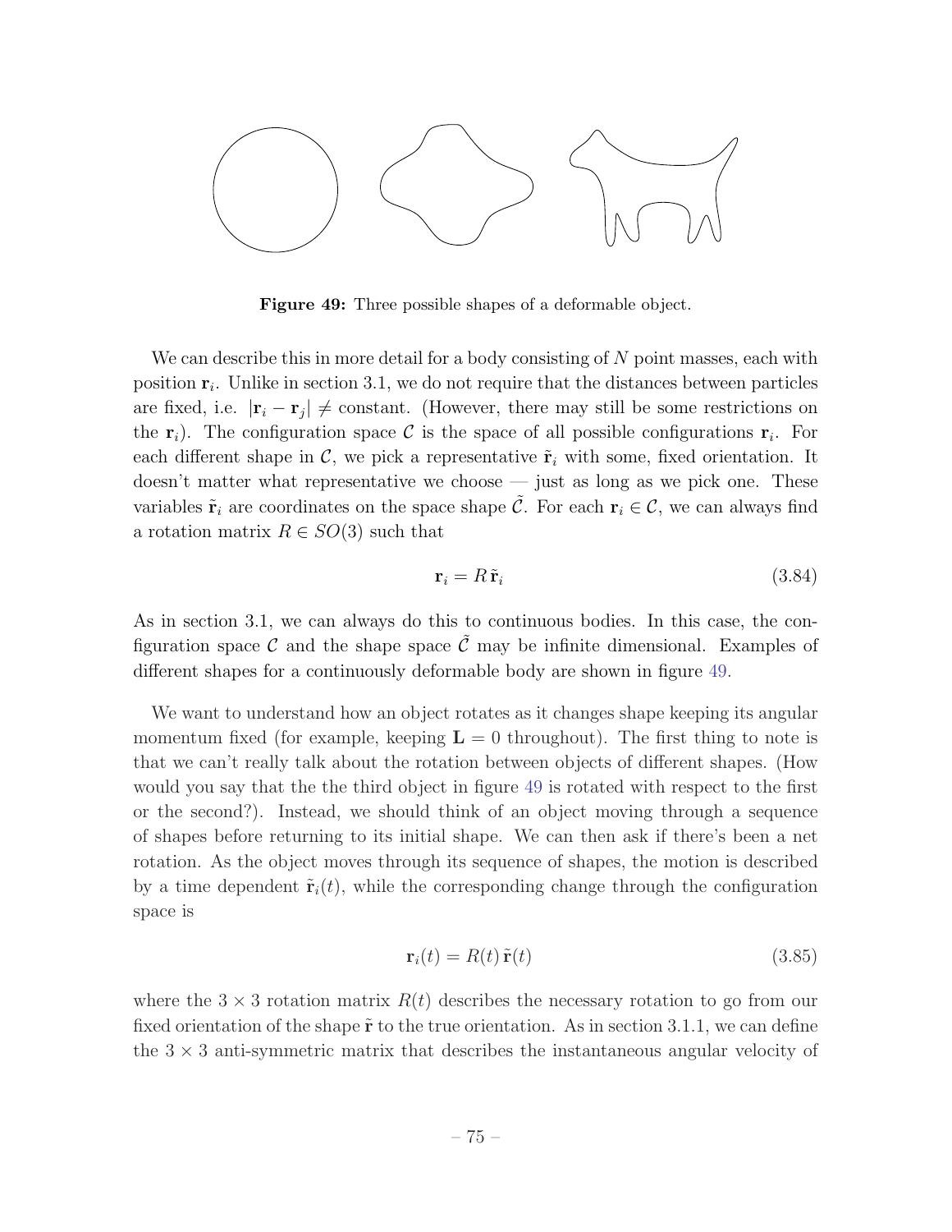**Figure 49:** Three possible shapes of a deformable object.

We can describe this in more detail for a body consisting of $N$ point masses, each with position $\mathbf{r}_i$. Unlike in section 3.1, we do not require that the distances between particles are fixed, i.e. $|\mathbf{r}_i - \mathbf{r}_j| \neq$ constant. (However, there may still be some restrictions on the $\mathbf{r}_i$). The configuration space $\mathcal{C}$ is the space of all possible configurations $\mathbf{r}_i$. For each different shape in $\mathcal{C}$, we pick a representative $\tilde{\mathbf{r}}_i$ with some, fixed orientation. It doesn't matter what representative we choose — just as long as we pick one. These variables $\tilde{\mathbf{r}}_i$ are coordinates on the space shape $\tilde{\mathcal{C}}$. For each $\mathbf{r}_i \in \mathcal{C}$, we can always find a rotation matrix $R \in SO(3)$ such that

$$\mathbf{r}_i = R\,\tilde{\mathbf{r}}_i \tag{3.84}$$

As in section 3.1, we can always do this to continuous bodies. In this case, the configuration space $\mathcal{C}$ and the shape space $\tilde{\mathcal{C}}$ may be infinite dimensional. Examples of different shapes for a continuously deformable body are shown in figure 49.

We want to understand how an object rotates as it changes shape keeping its angular momentum fixed (for example, keeping $\mathbf{L} = 0$ throughout). The first thing to note is that we can't really talk about the rotation between objects of different shapes. (How would you say that the the third object in figure 49 is rotated with respect to the first or the second?). Instead, we should think of an object moving through a sequence of shapes before returning to its initial shape. We can then ask if there's been a net rotation. As the object moves through its sequence of shapes, the motion is described by a time dependent $\tilde{\mathbf{r}}_i(t)$, while the corresponding change through the configuration space is

$$\mathbf{r}_i(t) = R(t)\,\tilde{\mathbf{r}}(t) \tag{3.85}$$

where the $3 \times 3$ rotation matrix $R(t)$ describes the necessary rotation to go from our fixed orientation of the shape $\tilde{\mathbf{r}}$ to the true orientation. As in section 3.1.1, we can define the $3 \times 3$ anti-symmetric matrix that describes the instantaneous angular velocity of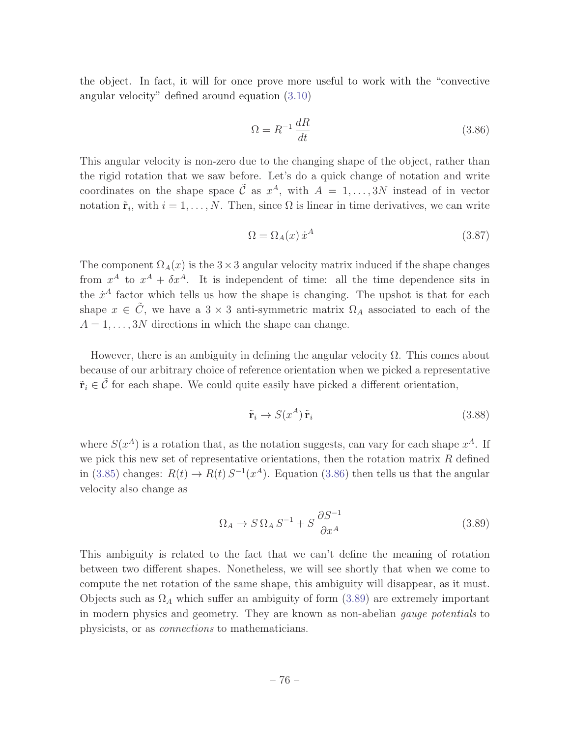the object. In fact, it will for once prove more useful to work with the "convective angular velocity" defined around equation (3.10)

$$\Omega = R^{-1}\,\frac{dR}{dt} \tag{3.86}$$

This angular velocity is non-zero due to the changing shape of the object, rather than the rigid rotation that we saw before. Let's do a quick change of notation and write coordinates on the shape space $\tilde{\mathcal{C}}$ as $x^A$, with $A = 1,\ldots,3N$ instead of in vector notation $\tilde{\mathbf{r}}_i$, with $i = 1,\ldots,N$. Then, since $\Omega$ is linear in time derivatives, we can write

$$\Omega = \Omega_A(x)\,\dot{x}^A \tag{3.87}$$

The component $\Omega_A(x)$ is the $3\times 3$ angular velocity matrix induced if the shape changes from $x^A$ to $x^A + \delta x^A$. It is independent of time: all the time dependence sits in the $\dot{x}^A$ factor which tells us how the shape is changing. The upshot is that for each shape $x \in \tilde{C}$, we have a $3\times 3$ anti-symmetric matrix $\Omega_A$ associated to each of the $A = 1,\ldots,3N$ directions in which the shape can change.

However, there is an ambiguity in defining the angular velocity $\Omega$. This comes about because of our arbitrary choice of reference orientation when we picked a representative $\tilde{\mathbf{r}}_i \in \tilde{\mathcal{C}}$ for each shape. We could quite easily have picked a different orientation,

$$\tilde{\mathbf{r}}_i \to S(x^A)\,\tilde{\mathbf{r}}_i \tag{3.88}$$

where $S(x^A)$ is a rotation that, as the notation suggests, can vary for each shape $x^A$. If we pick this new set of representative orientations, then the rotation matrix $R$ defined in (3.85) changes: $R(t) \to R(t)\,S^{-1}(x^A)$. Equation (3.86) then tells us that the angular velocity also change as

$$\Omega_A \to S\,\Omega_A\,S^{-1} + S\,\frac{\partial S^{-1}}{\partial x^A} \tag{3.89}$$

This ambiguity is related to the fact that we can't define the meaning of rotation between two different shapes. Nonetheless, we will see shortly that when we come to compute the net rotation of the same shape, this ambiguity will disappear, as it must. Objects such as $\Omega_A$ which suffer an ambiguity of form (3.89) are extremely important in modern physics and geometry. They are known as non-abelian *gauge potentials* to physicists, or as *connections* to mathematicians.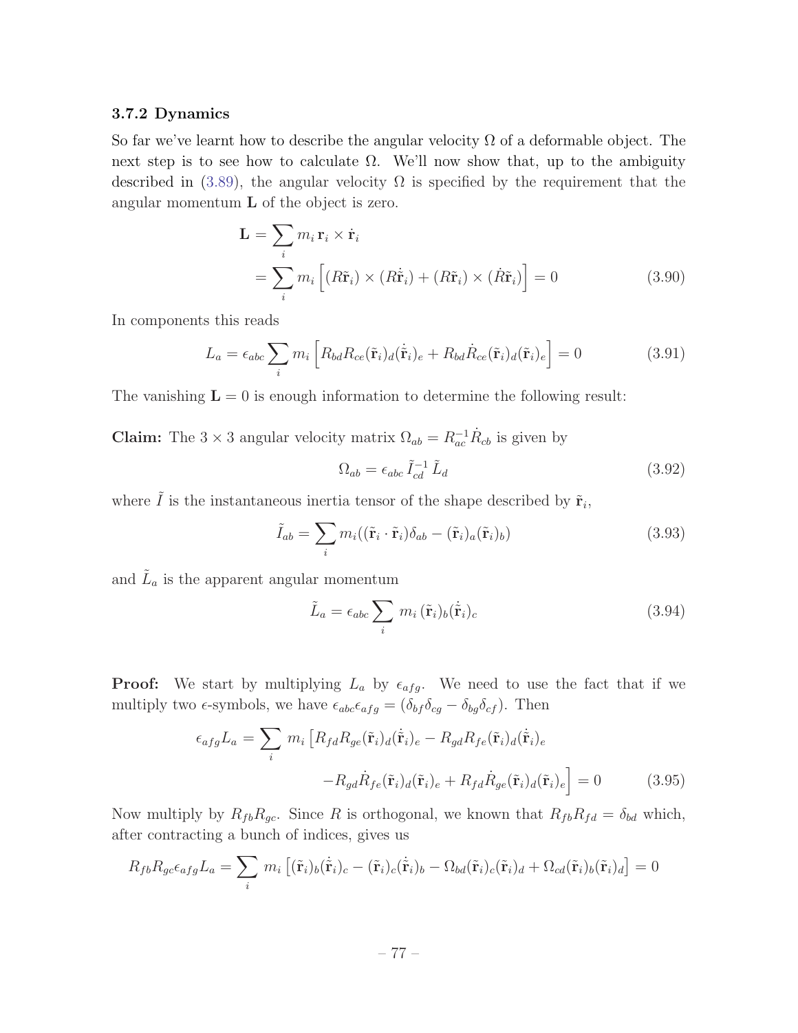### 3.7.2 Dynamics

So far we've learnt how to describe the angular velocity $\Omega$ of a deformable object. The next step is to see how to calculate $\Omega$. We'll now show that, up to the ambiguity described in (3.89), the angular velocity $\Omega$ is specified by the requirement that the angular momentum $\mathbf{L}$ of the object is zero.

$$\begin{aligned}\mathbf{L} &= \sum_i m_i\, \mathbf{r}_i \times \dot{\mathbf{r}}_i \\ &= \sum_i m_i \left[ (R\tilde{\mathbf{r}}_i) \times (R\dot{\tilde{\mathbf{r}}}_i) + (R\tilde{\mathbf{r}}_i) \times (\dot{R}\tilde{\mathbf{r}}_i) \right] = 0 \end{aligned} \tag{3.90}$$

In components this reads

$$L_a = \epsilon_{abc} \sum_i m_i \left[ R_{bd} R_{ce} (\tilde{\mathbf{r}}_i)_d (\dot{\tilde{\mathbf{r}}}_i)_e + R_{bd} \dot{R}_{ce} (\tilde{\mathbf{r}}_i)_d (\tilde{\mathbf{r}}_i)_e \right] = 0 \tag{3.91}$$

The vanishing $\mathbf{L} = 0$ is enough information to determine the following result:

**Claim:** The $3 \times 3$ angular velocity matrix $\Omega_{ab} = R^{-1}_{ac} \dot{R}_{cb}$ is given by

$$\Omega_{ab} = \epsilon_{abc}\, \tilde{I}^{-1}_{cd}\, \tilde{L}_d \tag{3.92}$$

where $\tilde{I}$ is the instantaneous inertia tensor of the shape described by $\tilde{\mathbf{r}}_i$,

$$\tilde{I}_{ab} = \sum_i m_i ((\tilde{\mathbf{r}}_i \cdot \tilde{\mathbf{r}}_i)\delta_{ab} - (\tilde{\mathbf{r}}_i)_a (\tilde{\mathbf{r}}_i)_b) \tag{3.93}$$

and $\tilde{L}_a$ is the apparent angular momentum

$$\tilde{L}_a = \epsilon_{abc} \sum_i \, m_i \, (\tilde{\mathbf{r}}_i)_b (\dot{\tilde{\mathbf{r}}}_i)_c \tag{3.94}$$

**Proof:** We start by multiplying $L_a$ by $\epsilon_{afg}$. We need to use the fact that if we multiply two $\epsilon$-symbols, we have $\epsilon_{abc}\epsilon_{afg} = (\delta_{bf}\delta_{cg} - \delta_{bg}\delta_{cf})$. Then

$$\begin{aligned}\epsilon_{afg} L_a = \sum_i \, m_i \big[ & R_{fd} R_{ge} (\tilde{\mathbf{r}}_i)_d (\dot{\tilde{\mathbf{r}}}_i)_e - R_{gd} R_{fe} (\tilde{\mathbf{r}}_i)_d (\dot{\tilde{\mathbf{r}}}_i)_e \\ & - R_{gd} \dot{R}_{fe} (\tilde{\mathbf{r}}_i)_d (\tilde{\mathbf{r}}_i)_e + R_{fd} \dot{R}_{ge} (\tilde{\mathbf{r}}_i)_d (\tilde{\mathbf{r}}_i)_e \big] = 0 \end{aligned} \tag{3.95}$$

Now multiply by $R_{fb} R_{gc}$. Since $R$ is orthogonal, we known that $R_{fb} R_{fd} = \delta_{bd}$ which, after contracting a bunch of indices, gives us

$$R_{fb} R_{gc} \epsilon_{afg} L_a = \sum_i \, m_i \left[ (\tilde{\mathbf{r}}_i)_b (\dot{\tilde{\mathbf{r}}}_i)_c - (\tilde{\mathbf{r}}_i)_c (\dot{\tilde{\mathbf{r}}}_i)_b - \Omega_{bd} (\tilde{\mathbf{r}}_i)_c (\tilde{\mathbf{r}}_i)_d + \Omega_{cd} (\tilde{\mathbf{r}}_i)_b (\tilde{\mathbf{r}}_i)_d \right] = 0$$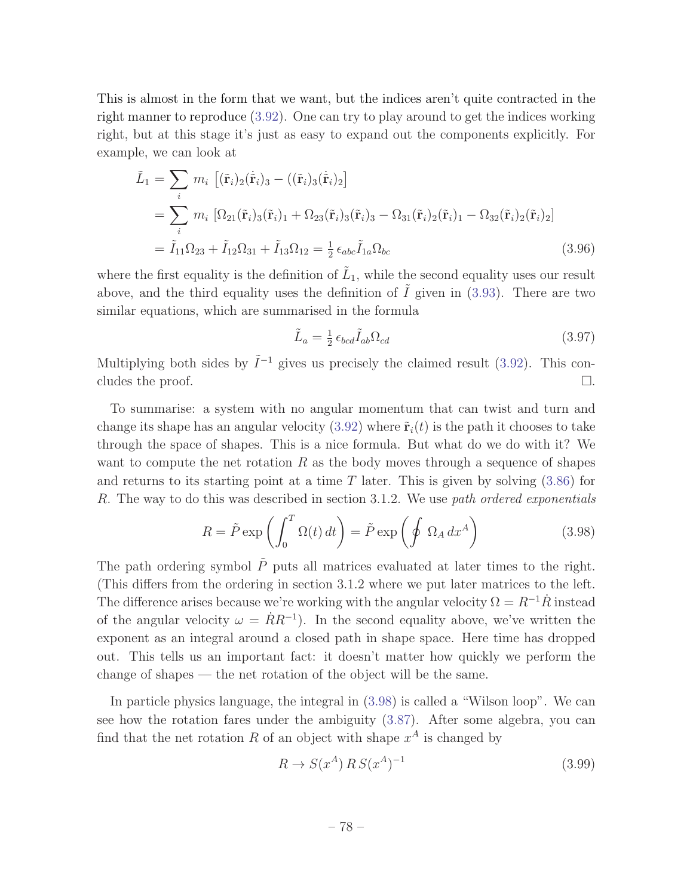This is almost in the form that we want, but the indices aren't quite contracted in the right manner to reproduce (3.92). One can try to play around to get the indices working right, but at this stage it's just as easy to expand out the components explicitly. For example, we can look at

$$\begin{aligned}
\tilde{L}_1 &= \sum_i m_i \left[(\tilde{\mathbf{r}}_i)_2(\dot{\tilde{\mathbf{r}}}_i)_3 - ((\tilde{\mathbf{r}}_i)_3(\dot{\tilde{\mathbf{r}}}_i)_2\right] \\
&= \sum_i m_i \left[\Omega_{21}(\tilde{\mathbf{r}}_i)_3(\tilde{\mathbf{r}}_i)_1 + \Omega_{23}(\tilde{\mathbf{r}}_i)_3(\tilde{\mathbf{r}}_i)_3 - \Omega_{31}(\tilde{\mathbf{r}}_i)_2(\tilde{\mathbf{r}}_i)_1 - \Omega_{32}(\tilde{\mathbf{r}}_i)_2(\tilde{\mathbf{r}}_i)_2\right] \\
&= \tilde{I}_{11}\Omega_{23} + \tilde{I}_{12}\Omega_{31} + \tilde{I}_{13}\Omega_{12} = \tfrac{1}{2}\,\epsilon_{abc}\tilde{I}_{1a}\Omega_{bc}
\end{aligned} \tag{3.96}$$

where the first equality is the definition of $\tilde{L}_1$, while the second equality uses our result above, and the third equality uses the definition of $\tilde{I}$ given in (3.93). There are two similar equations, which are summarised in the formula

$$\tilde{L}_a = \tfrac{1}{2}\,\epsilon_{bcd}\tilde{I}_{ab}\Omega_{cd} \tag{3.97}$$

Multiplying both sides by $\tilde{I}^{-1}$ gives us precisely the claimed result (3.92). This concludes the proof. □.

To summarise: a system with no angular momentum that can twist and turn and change its shape has an angular velocity (3.92) where $\tilde{\mathbf{r}}_i(t)$ is the path it chooses to take through the space of shapes. This is a nice formula. But what do we do with it? We want to compute the net rotation $R$ as the body moves through a sequence of shapes and returns to its starting point at a time $T$ later. This is given by solving (3.86) for $R$. The way to do this was described in section 3.1.2. We use *path ordered exponentials*

$$R = \tilde{P}\exp\left(\int_0^T \Omega(t)\,dt\right) = \tilde{P}\exp\left(\oint \Omega_A\,dx^A\right) \tag{3.98}$$

The path ordering symbol $\tilde{P}$ puts all matrices evaluated at later times to the right. (This differs from the ordering in section 3.1.2 where we put later matrices to the left. The difference arises because we're working with the angular velocity $\Omega = R^{-1}\dot{R}$ instead of the angular velocity $\omega = \dot{R}R^{-1}$). In the second equality above, we've written the exponent as an integral around a closed path in shape space. Here time has dropped out. This tells us an important fact: it doesn't matter how quickly we perform the change of shapes — the net rotation of the object will be the same.

In particle physics language, the integral in (3.98) is called a "Wilson loop". We can see how the rotation fares under the ambiguity (3.87). After some algebra, you can find that the net rotation $R$ of an object with shape $x^A$ is changed by

$$R \to S(x^A)\,R\,S(x^A)^{-1} \tag{3.99}$$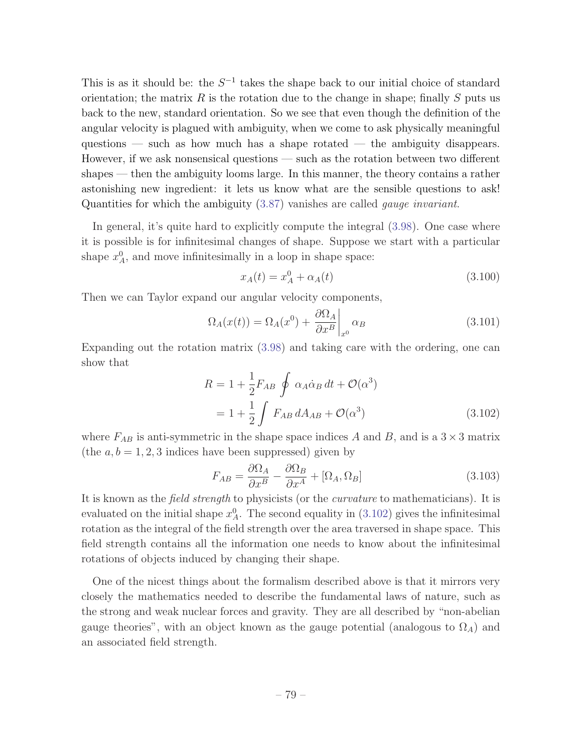This is as it should be: the $S^{-1}$ takes the shape back to our initial choice of standard orientation; the matrix $R$ is the rotation due to the change in shape; finally $S$ puts us back to the new, standard orientation. So we see that even though the definition of the angular velocity is plagued with ambiguity, when we come to ask physically meaningful questions — such as how much has a shape rotated — the ambiguity disappears. However, if we ask nonsensical questions — such as the rotation between two different shapes — then the ambiguity looms large. In this manner, the theory contains a rather astonishing new ingredient: it lets us know what are the sensible questions to ask! Quantities for which the ambiguity (3.87) vanishes are called *gauge invariant*.

In general, it's quite hard to explicitly compute the integral (3.98). One case where it is possible is for infinitesimal changes of shape. Suppose we start with a particular shape $x_A^0$, and move infinitesimally in a loop in shape space:

$$x_A(t) = x_A^0 + \alpha_A(t) \tag{3.100}$$

Then we can Taylor expand our angular velocity components,

$$\Omega_A(x(t)) = \Omega_A(x^0) + \left.\frac{\partial \Omega_A}{\partial x^B}\right|_{x^0} \alpha_B \tag{3.101}$$

Expanding out the rotation matrix (3.98) and taking care with the ordering, one can show that

$$\begin{aligned} R &= 1 + \frac{1}{2} F_{AB} \oint \alpha_A \dot{\alpha}_B \, dt + \mathcal{O}(\alpha^3) \\ &= 1 + \frac{1}{2} \int F_{AB} \, dA_{AB} + \mathcal{O}(\alpha^3) \end{aligned} \tag{3.102}$$

where $F_{AB}$ is anti-symmetric in the shape space indices $A$ and $B$, and is a $3 \times 3$ matrix (the $a, b = 1, 2, 3$ indices have been suppressed) given by

$$F_{AB} = \frac{\partial \Omega_A}{\partial x^B} - \frac{\partial \Omega_B}{\partial x^A} + [\Omega_A, \Omega_B] \tag{3.103}$$

It is known as the *field strength* to physicists (or the *curvature* to mathematicians). It is evaluated on the initial shape $x_A^0$. The second equality in (3.102) gives the infinitesimal rotation as the integral of the field strength over the area traversed in shape space. This field strength contains all the information one needs to know about the infinitesimal rotations of objects induced by changing their shape.

One of the nicest things about the formalism described above is that it mirrors very closely the mathematics needed to describe the fundamental laws of nature, such as the strong and weak nuclear forces and gravity. They are all described by "non-abelian gauge theories", with an object known as the gauge potential (analogous to $\Omega_A$) and an associated field strength.